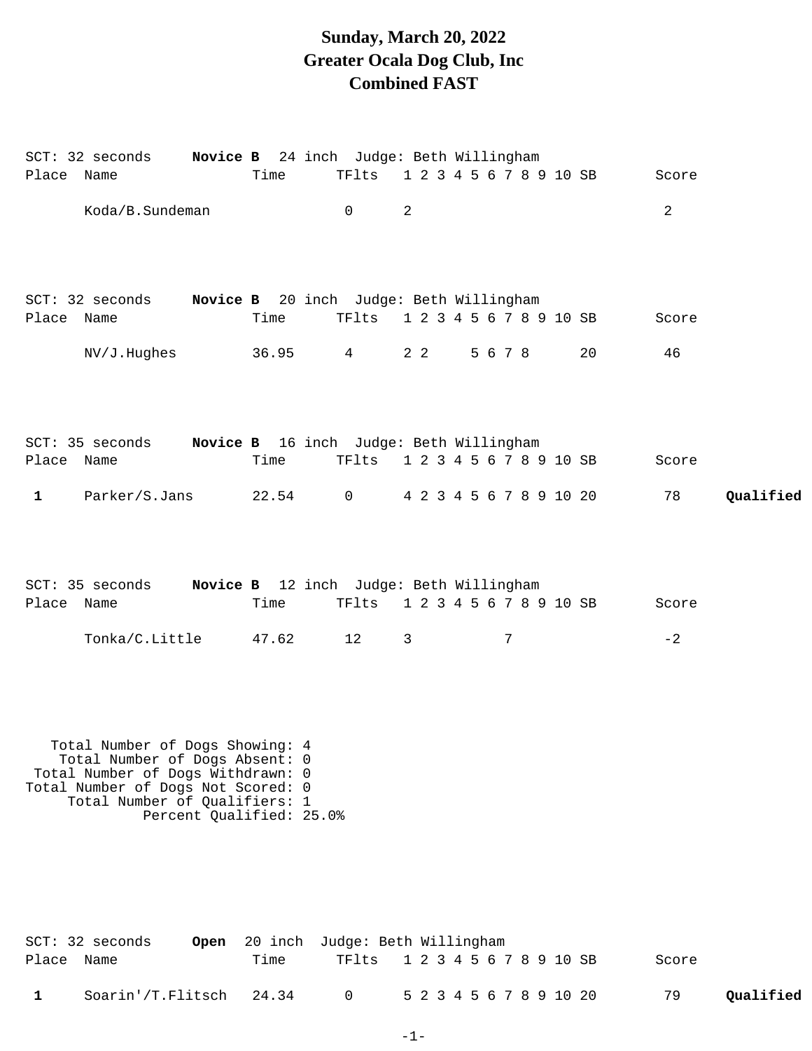# Sunday, March 20, 2022
# Greater Ocala Dog Club, Inc
# Combined FAST

SCT: 32 seconds **Novice B** 24 inch Judge: Beth Willingham

| Place | Name | Time | TFlts | 1 | 2 | 3 | 4 | 5 | 6 | 7 | 8 | 9 | 10 | SB | Score | |
|---|---|---|---|---|---|---|---|---|---|---|---|---|---|---|---|---|
| | Koda/B.Sundeman | | 0 | 2 | | | | | | | | | | | 2 | |

SCT: 32 seconds **Novice B** 20 inch Judge: Beth Willingham

| Place | Name | Time | TFlts | 1 | 2 | 3 | 4 | 5 | 6 | 7 | 8 | 9 | 10 | SB | Score | |
|---|---|---|---|---|---|---|---|---|---|---|---|---|---|---|---|---|
| | NV/J.Hughes | 36.95 | 4 | 2 | 2 | | | 5 | 6 | 7 | 8 | | | 20 | 46 | |

SCT: 35 seconds **Novice B** 16 inch Judge: Beth Willingham

| Place | Name | Time | TFlts | 1 | 2 | 3 | 4 | 5 | 6 | 7 | 8 | 9 | 10 | SB | Score | |
|---|---|---|---|---|---|---|---|---|---|---|---|---|---|---|---|---|
| **1** | Parker/S.Jans | 22.54 | 0 | 4 | 2 | 3 | 4 | 5 | 6 | 7 | 8 | 9 | 10 | 20 | 78 | **Qualified** |

SCT: 35 seconds **Novice B** 12 inch Judge: Beth Willingham

| Place | Name | Time | TFlts | 1 | 2 | 3 | 4 | 5 | 6 | 7 | 8 | 9 | 10 | SB | Score | |
|---|---|---|---|---|---|---|---|---|---|---|---|---|---|---|---|---|
| | Tonka/C.Little | 47.62 | 12 | 3 | | | | | | 7 | | | | | -2 | |

```
   Total Number of Dogs Showing: 4
    Total Number of Dogs Absent: 0
 Total Number of Dogs Withdrawn: 0
Total Number of Dogs Not Scored: 0
     Total Number of Qualifiers: 1
             Percent Qualified: 25.0%
```

SCT: 32 seconds **Open** 20 inch Judge: Beth Willingham

| Place | Name | Time | TFlts | 1 | 2 | 3 | 4 | 5 | 6 | 7 | 8 | 9 | 10 | SB | Score | |
|---|---|---|---|---|---|---|---|---|---|---|---|---|---|---|---|---|
| **1** | Soarin'/T.Flitsch | 24.34 | 0 | 5 | 2 | 3 | 4 | 5 | 6 | 7 | 8 | 9 | 10 | 20 | 79 | **Qualified** |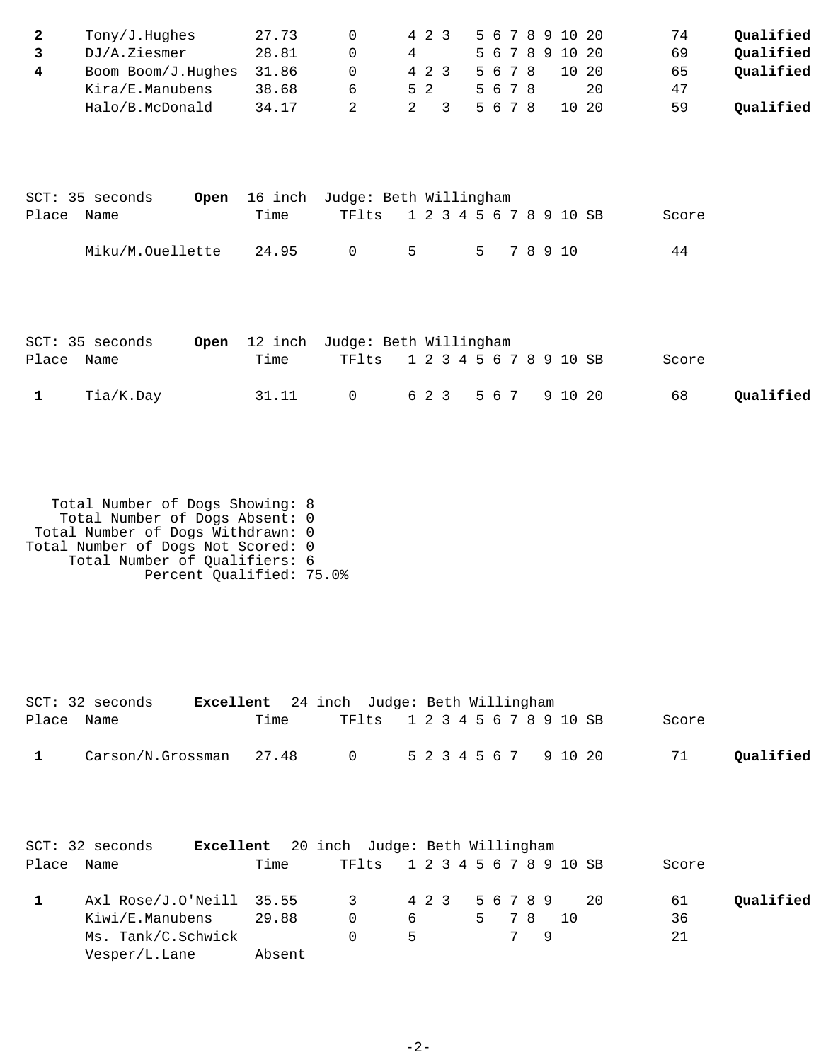| Place | Name | Time | TFlts | 1 | 2 | 3 | 4 | 5 | 6 | 7 | 8 | 9 | 10 | SB | Score | |
|---|---|---|---|---|---|---|---|---|---|---|---|---|---|---|---|---|
| **2** | Tony/J.Hughes | 27.73 | 0 | 4 | 2 | 3 | | 5 | 6 | 7 | 8 | 9 | 10 | 20 | 74 | **Qualified** |
| **3** | DJ/A.Ziesmer | 28.81 | 0 | 4 | | | | 5 | 6 | 7 | 8 | 9 | 10 | 20 | 69 | **Qualified** |
| **4** | Boom Boom/J.Hughes | 31.86 | 0 | 4 | 2 | 3 | | 5 | 6 | 7 | 8 | | 10 | 20 | 65 | **Qualified** |
| | Kira/E.Manubens | 38.68 | 6 | 5 | 2 | | | 5 | 6 | 7 | 8 | | | 20 | 47 | |
| | Halo/B.McDonald | 34.17 | 2 | 2 | | 3 | | 5 | 6 | 7 | 8 | | 10 | 20 | 59 | **Qualified** |

SCT: 35 seconds **Open** 16 inch Judge: Beth Willingham

| Place | Name | Time | TFlts | 1 | 2 | 3 | 4 | 5 | 6 | 7 | 8 | 9 | 10 | SB | Score | |
|---|---|---|---|---|---|---|---|---|---|---|---|---|---|---|---|---|
| | Miku/M.Ouellette | 24.95 | 0 | 5 | | | | 5 | | 7 | 8 | 9 | 10 | | 44 | |

SCT: 35 seconds **Open** 12 inch Judge: Beth Willingham

| Place | Name | Time | TFlts | 1 | 2 | 3 | 4 | 5 | 6 | 7 | 8 | 9 | 10 | SB | Score | |
|---|---|---|---|---|---|---|---|---|---|---|---|---|---|---|---|---|
| **1** | Tia/K.Day | 31.11 | 0 | 6 | 2 | 3 | | 5 | 6 | 7 | | 9 | 10 | 20 | 68 | **Qualified** |

Total Number of Dogs Showing: 8
Total Number of Dogs Absent: 0
Total Number of Dogs Withdrawn: 0
Total Number of Dogs Not Scored: 0
Total Number of Qualifiers: 6
Percent Qualified: 75.0%

SCT: 32 seconds **Excellent** 24 inch Judge: Beth Willingham

| Place | Name | Time | TFlts | 1 | 2 | 3 | 4 | 5 | 6 | 7 | 8 | 9 | 10 | SB | Score | |
|---|---|---|---|---|---|---|---|---|---|---|---|---|---|---|---|---|
| **1** | Carson/N.Grossman | 27.48 | 0 | 5 | 2 | 3 | 4 | 5 | 6 | 7 | | 9 | 10 | 20 | 71 | **Qualified** |

SCT: 32 seconds **Excellent** 20 inch Judge: Beth Willingham

| Place | Name | Time | TFlts | 1 | 2 | 3 | 4 | 5 | 6 | 7 | 8 | 9 | 10 | SB | Score | |
|---|---|---|---|---|---|---|---|---|---|---|---|---|---|---|---|---|
| **1** | Axl Rose/J.O'Neill | 35.55 | 3 | 4 | 2 | 3 | | 5 | 6 | 7 | 8 | 9 | | 20 | 61 | **Qualified** |
| | Kiwi/E.Manubens | 29.88 | 0 | 6 | | | | 5 | | 7 | 8 | | 10 | | 36 | |
| | Ms. Tank/C.Schwick | | 0 | 5 | | | | | | 7 | | 9 | | | 21 | |
| | Vesper/L.Lane | Absent | | | | | | | | | | | | | | |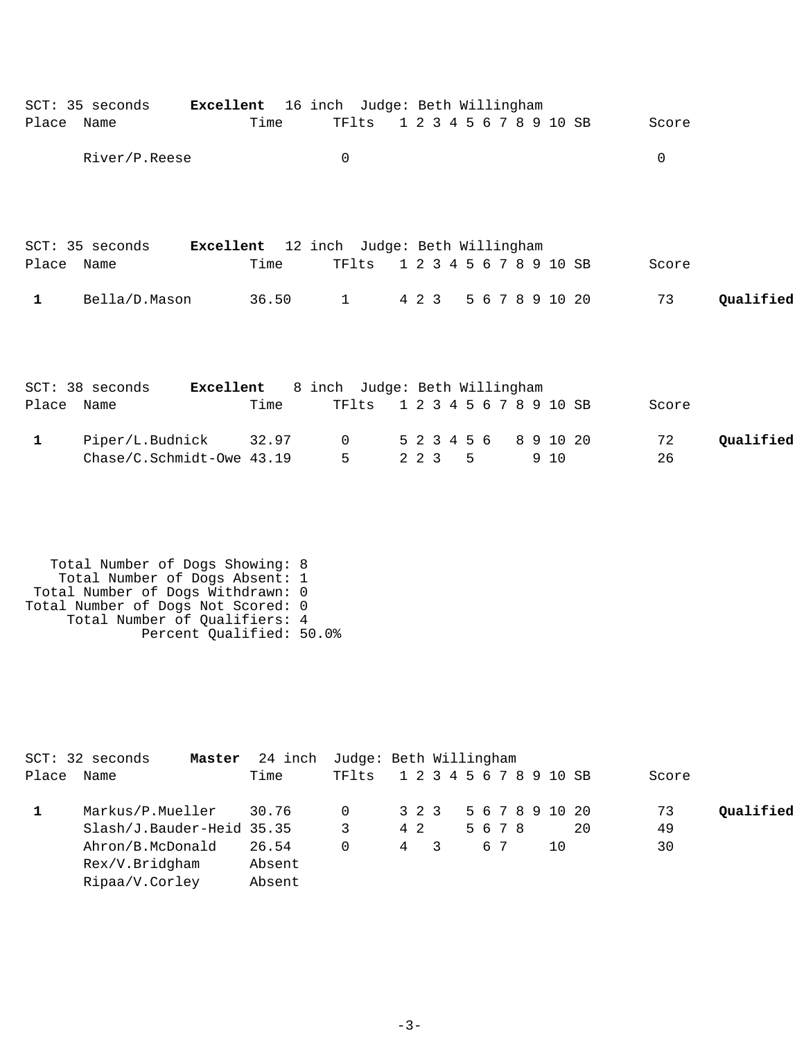SCT: 35 seconds **Excellent** 16 inch Judge: Beth Willingham

| Place | Name | Time | TFlts | 1 | 2 | 3 | 4 | 5 | 6 | 7 | 8 | 9 | 10 | SB | Score | |
|---|---|---|---|---|---|---|---|---|---|---|---|---|---|---|---|---|
| | River/P.Reese | | 0 | | | | | | | | | | | | 0 | |

SCT: 35 seconds **Excellent** 12 inch Judge: Beth Willingham

| Place | Name | Time | TFlts | 1 | 2 | 3 | 4 | 5 | 6 | 7 | 8 | 9 | 10 | SB | Score | |
|---|---|---|---|---|---|---|---|---|---|---|---|---|---|---|---|---|
| **1** | Bella/D.Mason | 36.50 | 1 | 4 | 2 | 3 | | 5 | 6 | 7 | 8 | 9 | 10 | 20 | 73 | **Qualified** |

SCT: 38 seconds **Excellent** 8 inch Judge: Beth Willingham

| Place | Name | Time | TFlts | 1 | 2 | 3 | 4 | 5 | 6 | 7 | 8 | 9 | 10 | SB | Score | |
|---|---|---|---|---|---|---|---|---|---|---|---|---|---|---|---|---|
| **1** | Piper/L.Budnick | 32.97 | 0 | 5 | 2 | 3 | 4 | 5 | 6 | | 8 | 9 | 10 | 20 | 72 | **Qualified** |
| | Chase/C.Schmidt-Owe | 43.19 | 5 | 2 | 2 | 3 | | 5 | | | | 9 | 10 | | 26 | |

Total Number of Dogs Showing: 8
Total Number of Dogs Absent: 1
Total Number of Dogs Withdrawn: 0
Total Number of Dogs Not Scored: 0
Total Number of Qualifiers: 4
Percent Qualified: 50.0%

SCT: 32 seconds **Master** 24 inch Judge: Beth Willingham

| Place | Name | Time | TFlts | 1 | 2 | 3 | 4 | 5 | 6 | 7 | 8 | 9 | 10 | SB | Score | |
|---|---|---|---|---|---|---|---|---|---|---|---|---|---|---|---|---|
| **1** | Markus/P.Mueller | 30.76 | 0 | 3 | 2 | 3 | | 5 | 6 | 7 | 8 | 9 | 10 | 20 | 73 | **Qualified** |
| | Slash/J.Bauder-Heid | 35.35 | 3 | 4 | 2 | | | 5 | 6 | 7 | 8 | | | 20 | 49 | |
| | Ahron/B.McDonald | 26.54 | 0 | 4 | | 3 | | | 6 | 7 | | | 10 | | 30 | |
| | Rex/V.Bridgham | Absent | | | | | | | | | | | | | | |
| | Ripaa/V.Corley | Absent | | | | | | | | | | | | | | |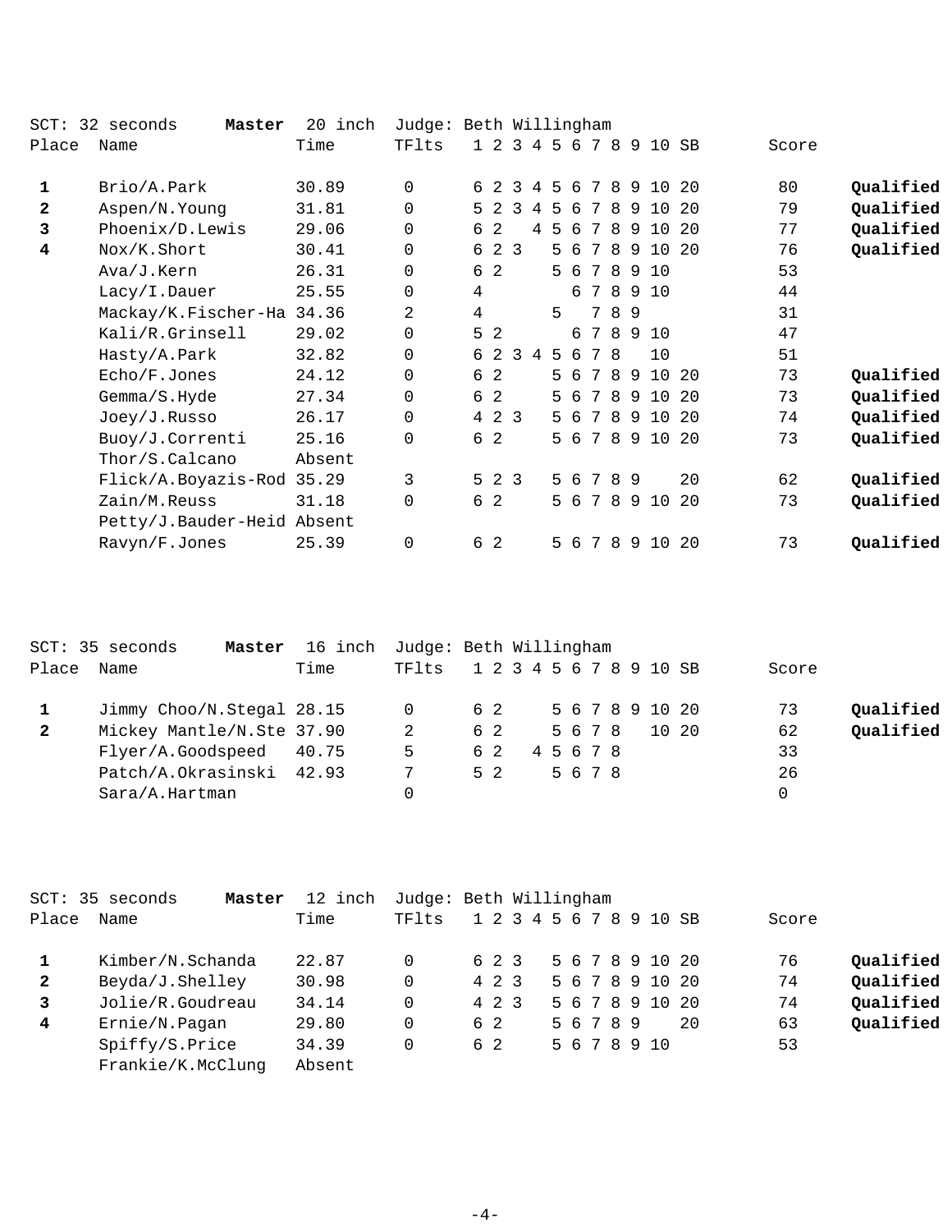SCT: 32 seconds **Master** 20 inch Judge: Beth Willingham

| Place | Name | Time | TFlts | 1 | 2 | 3 | 4 | 5 | 6 | 7 | 8 | 9 | 10 | SB | Score | |
|---|---|---|---|---|---|---|---|---|---|---|---|---|---|---|---|---|
| **1** | Brio/A.Park | 30.89 | 0 | 6 | 2 | 3 | 4 | 5 | 6 | 7 | 8 | 9 | 10 | 20 | 80 | **Qualified** |
| **2** | Aspen/N.Young | 31.81 | 0 | 5 | 2 | 3 | 4 | 5 | 6 | 7 | 8 | 9 | 10 | 20 | 79 | **Qualified** |
| **3** | Phoenix/D.Lewis | 29.06 | 0 | 6 | 2 | | 4 | 5 | 6 | 7 | 8 | 9 | 10 | 20 | 77 | **Qualified** |
| **4** | Nox/K.Short | 30.41 | 0 | 6 | 2 | 3 | | 5 | 6 | 7 | 8 | 9 | 10 | 20 | 76 | **Qualified** |
| | Ava/J.Kern | 26.31 | 0 | 6 | 2 | | | 5 | 6 | 7 | 8 | 9 | 10 | | 53 | |
| | Lacy/I.Dauer | 25.55 | 0 | 4 | | | | | 6 | 7 | 8 | 9 | 10 | | 44 | |
| | Mackay/K.Fischer-Ha | 34.36 | 2 | 4 | | | | 5 | | 7 | 8 | 9 | | | 31 | |
| | Kali/R.Grinsell | 29.02 | 0 | 5 | 2 | | | | 6 | 7 | 8 | 9 | 10 | | 47 | |
| | Hasty/A.Park | 32.82 | 0 | 6 | 2 | 3 | 4 | 5 | 6 | 7 | 8 | | 10 | | 51 | |
| | Echo/F.Jones | 24.12 | 0 | 6 | 2 | | | 5 | 6 | 7 | 8 | 9 | 10 | 20 | 73 | **Qualified** |
| | Gemma/S.Hyde | 27.34 | 0 | 6 | 2 | | | 5 | 6 | 7 | 8 | 9 | 10 | 20 | 73 | **Qualified** |
| | Joey/J.Russo | 26.17 | 0 | 4 | 2 | 3 | | 5 | 6 | 7 | 8 | 9 | 10 | 20 | 74 | **Qualified** |
| | Buoy/J.Correnti | 25.16 | 0 | 6 | 2 | | | 5 | 6 | 7 | 8 | 9 | 10 | 20 | 73 | **Qualified** |
| | Thor/S.Calcano | Absent | | | | | | | | | | | | | | |
| | Flick/A.Boyazis-Rod | 35.29 | 3 | 5 | 2 | 3 | | 5 | 6 | 7 | 8 | 9 | | 20 | 62 | **Qualified** |
| | Zain/M.Reuss | 31.18 | 0 | 6 | 2 | | | 5 | 6 | 7 | 8 | 9 | 10 | 20 | 73 | **Qualified** |
| | Petty/J.Bauder-Heid | Absent | | | | | | | | | | | | | | |
| | Ravyn/F.Jones | 25.39 | 0 | 6 | 2 | | | 5 | 6 | 7 | 8 | 9 | 10 | 20 | 73 | **Qualified** |

SCT: 35 seconds **Master** 16 inch Judge: Beth Willingham

| Place | Name | Time | TFlts | 1 | 2 | 3 | 4 | 5 | 6 | 7 | 8 | 9 | 10 | SB | Score | |
|---|---|---|---|---|---|---|---|---|---|---|---|---|---|---|---|---|
| **1** | Jimmy Choo/N.Stegal | 28.15 | 0 | 6 | 2 | | | 5 | 6 | 7 | 8 | 9 | 10 | 20 | 73 | **Qualified** |
| **2** | Mickey Mantle/N.Ste | 37.90 | 2 | 6 | 2 | | | 5 | 6 | 7 | 8 | | 10 | 20 | 62 | **Qualified** |
| | Flyer/A.Goodspeed | 40.75 | 5 | 6 | 2 | | 4 | 5 | 6 | 7 | 8 | | | | 33 | |
| | Patch/A.Okrasinski | 42.93 | 7 | 5 | 2 | | | 5 | 6 | 7 | 8 | | | | 26 | |
| | Sara/A.Hartman | | 0 | | | | | | | | | | | | 0 | |

SCT: 35 seconds **Master** 12 inch Judge: Beth Willingham

| Place | Name | Time | TFlts | 1 | 2 | 3 | 4 | 5 | 6 | 7 | 8 | 9 | 10 | SB | Score | |
|---|---|---|---|---|---|---|---|---|---|---|---|---|---|---|---|---|
| **1** | Kimber/N.Schanda | 22.87 | 0 | 6 | 2 | 3 | | 5 | 6 | 7 | 8 | 9 | 10 | 20 | 76 | **Qualified** |
| **2** | Beyda/J.Shelley | 30.98 | 0 | 4 | 2 | 3 | | 5 | 6 | 7 | 8 | 9 | 10 | 20 | 74 | **Qualified** |
| **3** | Jolie/R.Goudreau | 34.14 | 0 | 4 | 2 | 3 | | 5 | 6 | 7 | 8 | 9 | 10 | 20 | 74 | **Qualified** |
| **4** | Ernie/N.Pagan | 29.80 | 0 | 6 | 2 | | | 5 | 6 | 7 | 8 | 9 | | 20 | 63 | **Qualified** |
| | Spiffy/S.Price | 34.39 | 0 | 6 | 2 | | | 5 | 6 | 7 | 8 | 9 | 10 | | 53 | |
| | Frankie/K.McClung | Absent | | | | | | | | | | | | | | |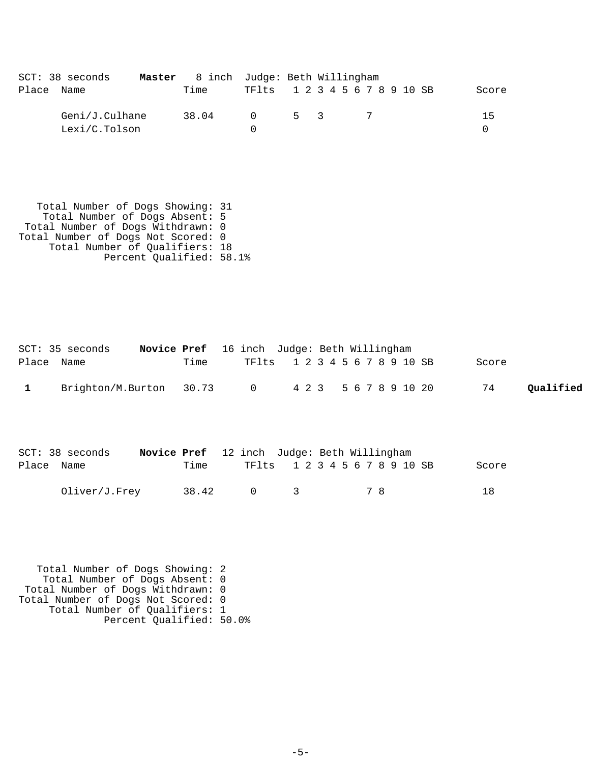SCT: 38 seconds **Master** 8 inch Judge: Beth Willingham

| Place | Name | Time | TFlts | 1 | 2 | 3 | 4 | 5 | 6 | 7 | 8 | 9 | 10 | SB | Score | |
|---|---|---|---|---|---|---|---|---|---|---|---|---|---|---|---|---|
| | Geni/J.Culhane | 38.04 | 0 | 5 | | 3 | | | | 7 | | | | | 15 | |
| | Lexi/C.Tolson | | 0 | | | | | | | | | | | | 0 | |

Total Number of Dogs Showing: 31
Total Number of Dogs Absent: 5
Total Number of Dogs Withdrawn: 0
Total Number of Dogs Not Scored: 0
Total Number of Qualifiers: 18
Percent Qualified: 58.1%

SCT: 35 seconds **Novice Pref** 16 inch Judge: Beth Willingham

| Place | Name | Time | TFlts | 1 | 2 | 3 | 4 | 5 | 6 | 7 | 8 | 9 | 10 | SB | Score | |
|---|---|---|---|---|---|---|---|---|---|---|---|---|---|---|---|---|
| **1** | Brighton/M.Burton | 30.73 | 0 | 4 | 2 | 3 | | 5 | 6 | 7 | 8 | 9 | 10 | 20 | 74 | **Qualified** |

SCT: 38 seconds **Novice Pref** 12 inch Judge: Beth Willingham

| Place | Name | Time | TFlts | 1 | 2 | 3 | 4 | 5 | 6 | 7 | 8 | 9 | 10 | SB | Score | |
|---|---|---|---|---|---|---|---|---|---|---|---|---|---|---|---|---|
| | Oliver/J.Frey | 38.42 | 0 | 3 | | | | | | 7 | 8 | | | | 18 | |

Total Number of Dogs Showing: 2
Total Number of Dogs Absent: 0
Total Number of Dogs Withdrawn: 0
Total Number of Dogs Not Scored: 0
Total Number of Qualifiers: 1
Percent Qualified: 50.0%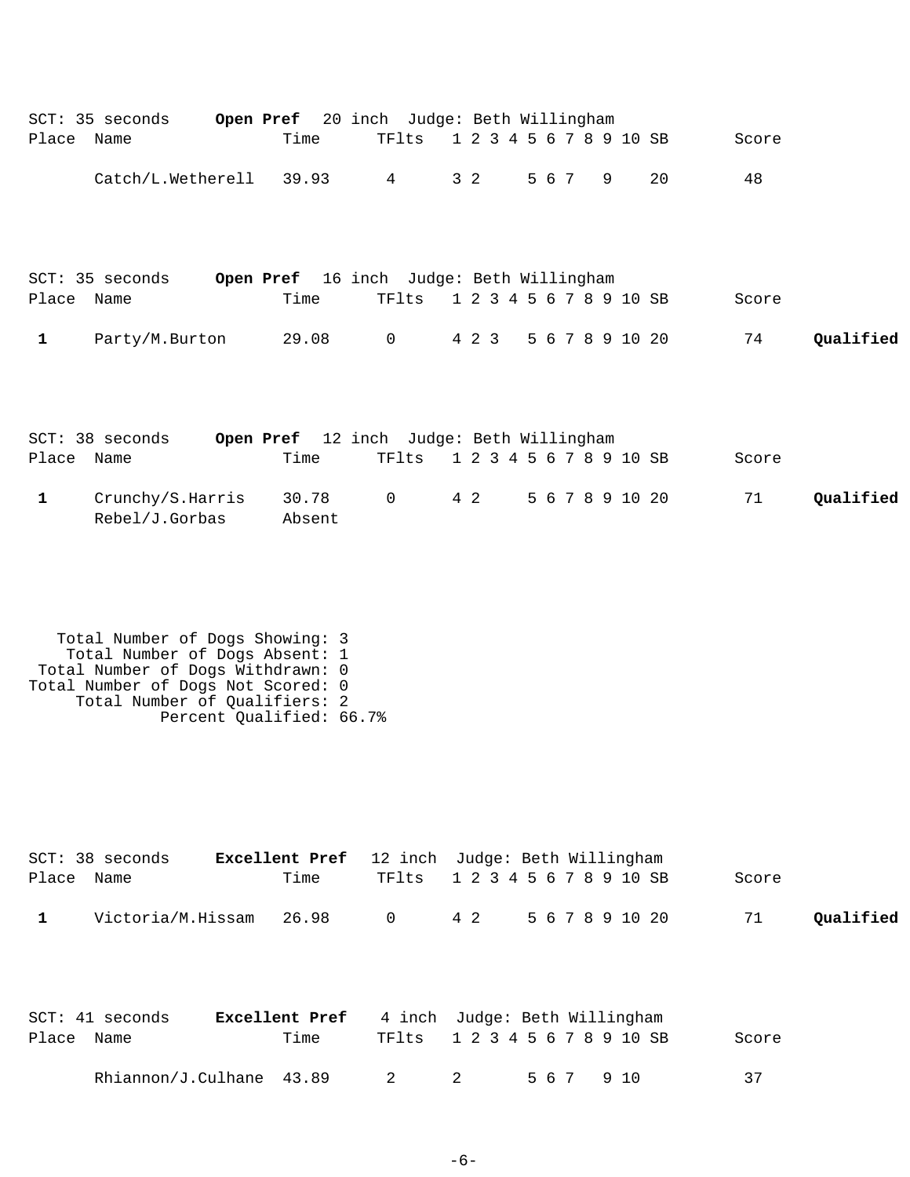SCT: 35 seconds **Open Pref** 20 inch Judge: Beth Willingham

| Place | Name | Time | TFlts | 1 | 2 | 3 | 4 | 5 | 6 | 7 | 8 | 9 | 10 | SB | Score | |
|---|---|---|---|---|---|---|---|---|---|---|---|---|---|---|---|---|
| | Catch/L.Wetherell | 39.93 | 4 | 3 | 2 | | | 5 | 6 | 7 | | 9 | | 20 | 48 | |

SCT: 35 seconds **Open Pref** 16 inch Judge: Beth Willingham

| Place | Name | Time | TFlts | 1 | 2 | 3 | 4 | 5 | 6 | 7 | 8 | 9 | 10 | SB | Score | |
|---|---|---|---|---|---|---|---|---|---|---|---|---|---|---|---|---|
| 1 | Party/M.Burton | 29.08 | 0 | 4 | 2 | 3 | | 5 | 6 | 7 | 8 | 9 | 10 | 20 | 74 | **Qualified** |

SCT: 38 seconds **Open Pref** 12 inch Judge: Beth Willingham

| Place | Name | Time | TFlts | 1 | 2 | 3 | 4 | 5 | 6 | 7 | 8 | 9 | 10 | SB | Score | |
|---|---|---|---|---|---|---|---|---|---|---|---|---|---|---|---|---|
| 1 | Crunchy/S.Harris | 30.78 | 0 | 4 | 2 | | | 5 | 6 | 7 | 8 | 9 | 10 | 20 | 71 | **Qualified** |
| | Rebel/J.Gorbas | Absent | | | | | | | | | | | | | | |

Total Number of Dogs Showing: 3
Total Number of Dogs Absent: 1
Total Number of Dogs Withdrawn: 0
Total Number of Dogs Not Scored: 0
Total Number of Qualifiers: 2
Percent Qualified: 66.7%

SCT: 38 seconds **Excellent Pref** 12 inch Judge: Beth Willingham

| Place | Name | Time | TFlts | 1 | 2 | 3 | 4 | 5 | 6 | 7 | 8 | 9 | 10 | SB | Score | |
|---|---|---|---|---|---|---|---|---|---|---|---|---|---|---|---|---|
| 1 | Victoria/M.Hissam | 26.98 | 0 | 4 | 2 | | | 5 | 6 | 7 | 8 | 9 | 10 | 20 | 71 | **Qualified** |

SCT: 41 seconds **Excellent Pref** 4 inch Judge: Beth Willingham

| Place | Name | Time | TFlts | 1 | 2 | 3 | 4 | 5 | 6 | 7 | 8 | 9 | 10 | SB | Score | |
|---|---|---|---|---|---|---|---|---|---|---|---|---|---|---|---|---|
| | Rhiannon/J.Culhane | 43.89 | 2 | 2 | | | | 5 | 6 | 7 | | 9 | 10 | | 37 | |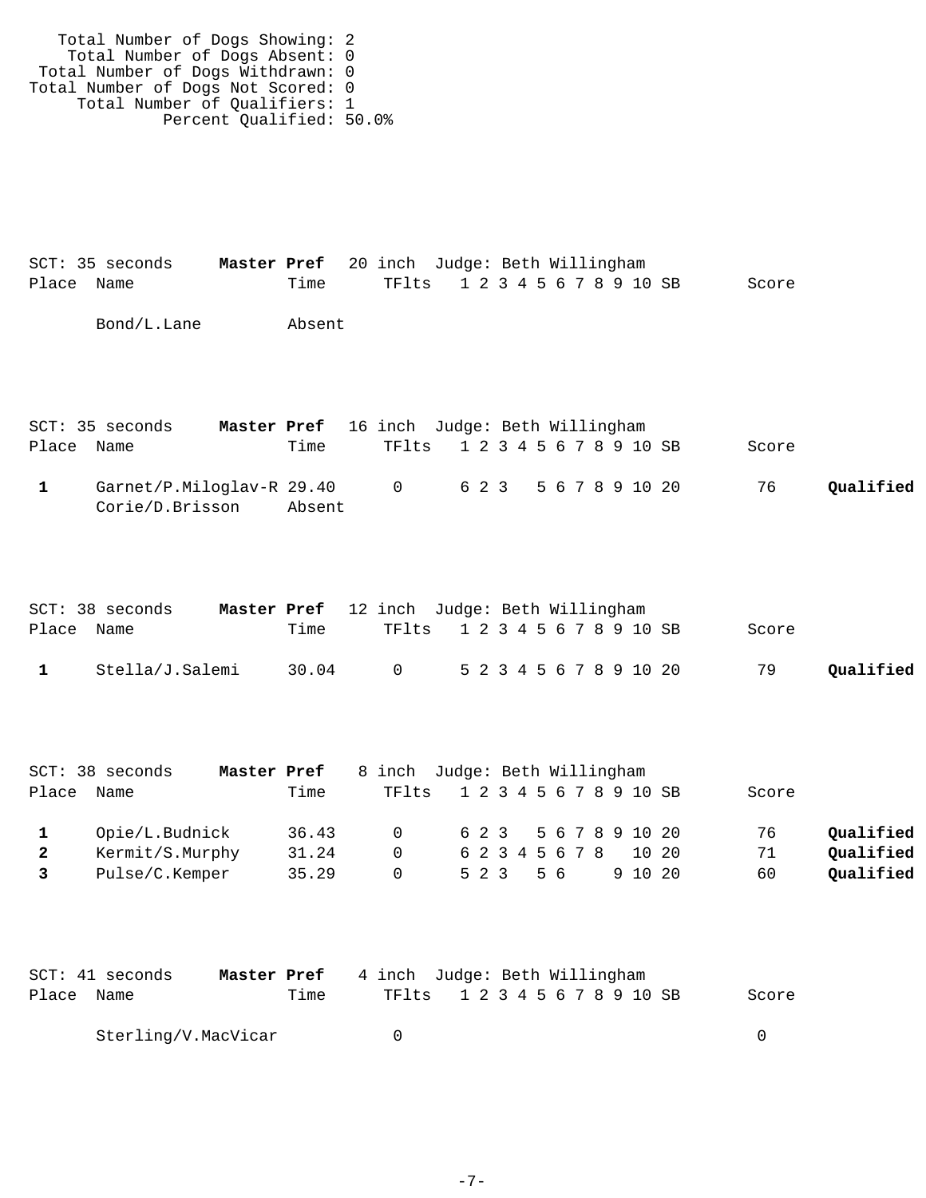Total Number of Dogs Showing: 2
Total Number of Dogs Absent: 0
Total Number of Dogs Withdrawn: 0
Total Number of Dogs Not Scored: 0
Total Number of Qualifiers: 1
Percent Qualified: 50.0%

SCT: 35 seconds **Master Pref** 20 inch Judge: Beth Willingham

| Place | Name | Time | TFlts | 1 | 2 | 3 | 4 | 5 | 6 | 7 | 8 | 9 | 10 | SB | Score | |
|---|---|---|---|---|---|---|---|---|---|---|---|---|---|---|---|---|
| | Bond/L.Lane | Absent | | | | | | | | | | | | | | |

SCT: 35 seconds **Master Pref** 16 inch Judge: Beth Willingham

| Place | Name | Time | TFlts | 1 | 2 | 3 | 4 | 5 | 6 | 7 | 8 | 9 | 10 | SB | Score | |
|---|---|---|---|---|---|---|---|---|---|---|---|---|---|---|---|---|
| **1** | Garnet/P.Miloglav-R | 29.40 | 0 | 6 | 2 | 3 | | 5 | 6 | 7 | 8 | 9 | 10 | 20 | 76 | **Qualified** |
| | Corie/D.Brisson | Absent | | | | | | | | | | | | | | |

SCT: 38 seconds **Master Pref** 12 inch Judge: Beth Willingham

| Place | Name | Time | TFlts | 1 | 2 | 3 | 4 | 5 | 6 | 7 | 8 | 9 | 10 | SB | Score | |
|---|---|---|---|---|---|---|---|---|---|---|---|---|---|---|---|---|
| **1** | Stella/J.Salemi | 30.04 | 0 | 5 | 2 | 3 | 4 | 5 | 6 | 7 | 8 | 9 | 10 | 20 | 79 | **Qualified** |

SCT: 38 seconds **Master Pref** 8 inch Judge: Beth Willingham

| Place | Name | Time | TFlts | 1 | 2 | 3 | 4 | 5 | 6 | 7 | 8 | 9 | 10 | SB | Score | |
|---|---|---|---|---|---|---|---|---|---|---|---|---|---|---|---|---|
| **1** | Opie/L.Budnick | 36.43 | 0 | 6 | 2 | 3 | | 5 | 6 | 7 | 8 | 9 | 10 | 20 | 76 | **Qualified** |
| **2** | Kermit/S.Murphy | 31.24 | 0 | 6 | 2 | 3 | 4 | 5 | 6 | 7 | 8 | | 10 | 20 | 71 | **Qualified** |
| **3** | Pulse/C.Kemper | 35.29 | 0 | 5 | 2 | 3 | | 5 | 6 | | | 9 | 10 | 20 | 60 | **Qualified** |

SCT: 41 seconds **Master Pref** 4 inch Judge: Beth Willingham

| Place | Name | Time | TFlts | 1 | 2 | 3 | 4 | 5 | 6 | 7 | 8 | 9 | 10 | SB | Score | |
|---|---|---|---|---|---|---|---|---|---|---|---|---|---|---|---|---|
| | Sterling/V.MacVicar | | 0 | | | | | | | | | | | | 0 | |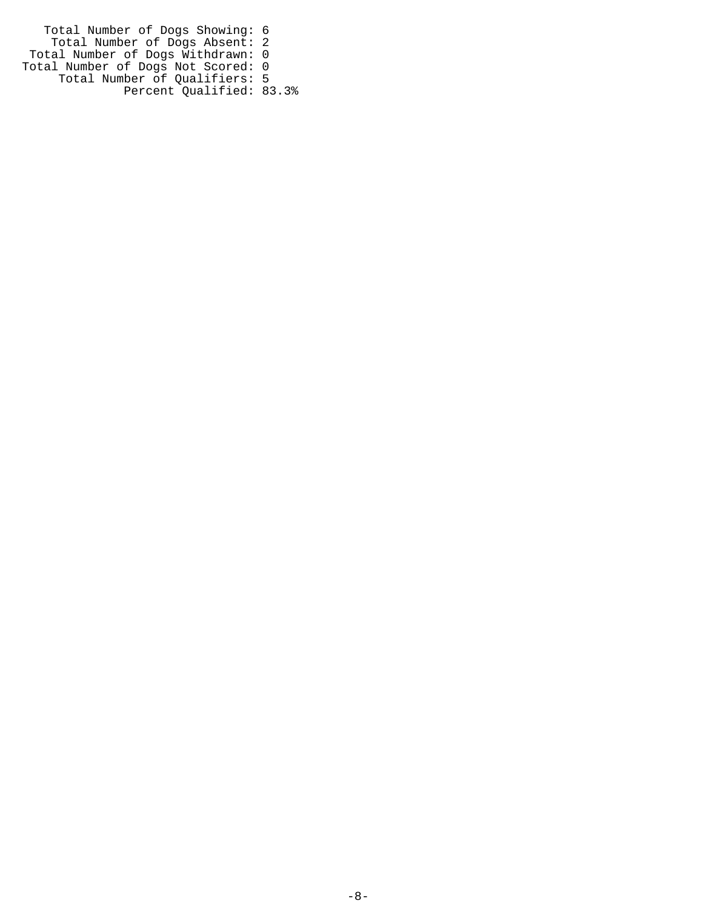Total Number of Dogs Showing: 6
Total Number of Dogs Absent: 2
Total Number of Dogs Withdrawn: 0
Total Number of Dogs Not Scored: 0
Total Number of Qualifiers: 5
Percent Qualified: 83.3%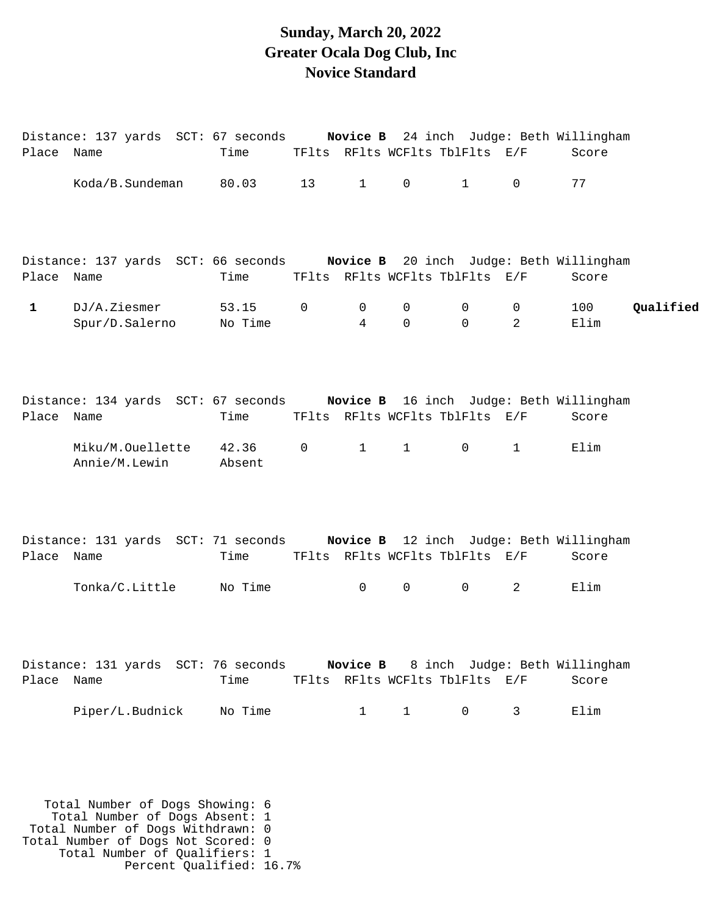# Sunday, March 20, 2022
# Greater Ocala Dog Club, Inc
# Novice Standard

Distance: 137 yards SCT: 67 seconds **Novice B** 24 inch Judge: Beth Willingham

| Place | Name | Time | TFlts | RFlts | WCFlts | TblFlts | E/F | Score | |
|---|---|---|---|---|---|---|---|---|---|
| | Koda/B.Sundeman | 80.03 | 13 | 1 | 0 | 1 | 0 | 77 | |

Distance: 137 yards SCT: 66 seconds **Novice B** 20 inch Judge: Beth Willingham

| Place | Name | Time | TFlts | RFlts | WCFlts | TblFlts | E/F | Score | |
|---|---|---|---|---|---|---|---|---|---|
| **1** | DJ/A.Ziesmer | 53.15 | 0 | 0 | 0 | 0 | 0 | 100 | **Qualified** |
| | Spur/D.Salerno | No Time | | 4 | 0 | 0 | 2 | Elim | |

Distance: 134 yards SCT: 67 seconds **Novice B** 16 inch Judge: Beth Willingham

| Place | Name | Time | TFlts | RFlts | WCFlts | TblFlts | E/F | Score | |
|---|---|---|---|---|---|---|---|---|---|
| | Miku/M.Ouellette | 42.36 | 0 | 1 | 1 | 0 | 1 | Elim | |
| | Annie/M.Lewin | Absent | | | | | | | |

Distance: 131 yards SCT: 71 seconds **Novice B** 12 inch Judge: Beth Willingham

| Place | Name | Time | TFlts | RFlts | WCFlts | TblFlts | E/F | Score | |
|---|---|---|---|---|---|---|---|---|---|
| | Tonka/C.Little | No Time | | 0 | 0 | 0 | 2 | Elim | |

Distance: 131 yards SCT: 76 seconds **Novice B** 8 inch Judge: Beth Willingham

| Place | Name | Time | TFlts | RFlts | WCFlts | TblFlts | E/F | Score | |
|---|---|---|---|---|---|---|---|---|---|
| | Piper/L.Budnick | No Time | | 1 | 1 | 0 | 3 | Elim | |

Total Number of Dogs Showing: 6
Total Number of Dogs Absent: 1
Total Number of Dogs Withdrawn: 0
Total Number of Dogs Not Scored: 0
Total Number of Qualifiers: 1
Percent Qualified: 16.7%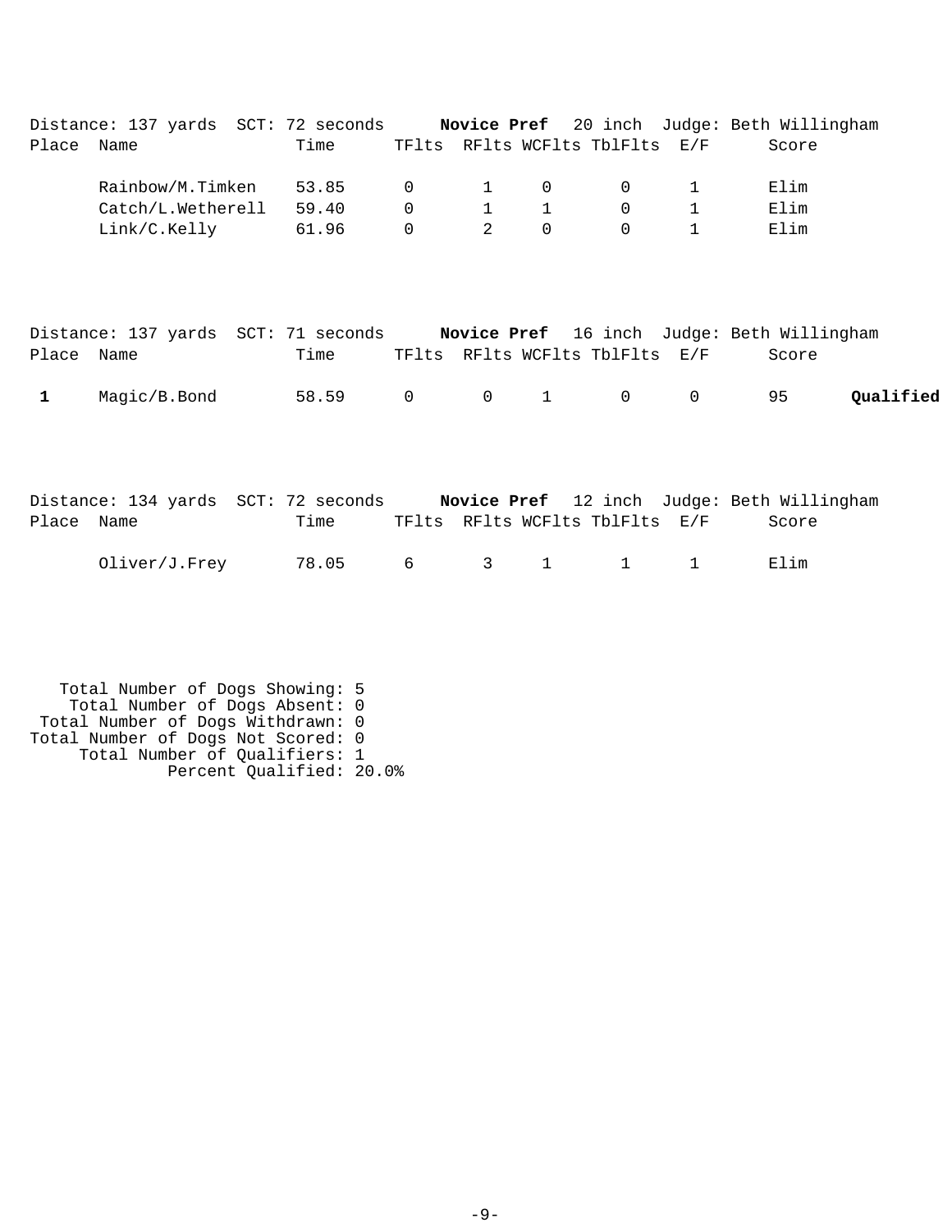Distance: 137 yards SCT: 72 seconds **Novice Pref** 20 inch Judge: Beth Willingham

| Place | Name | Time | TFlts | RFlts | WCFlts | TblFlts | E/F | Score | |
|---|---|---|---|---|---|---|---|---|---|
| | Rainbow/M.Timken | 53.85 | 0 | 1 | 0 | 0 | 1 | Elim | |
| | Catch/L.Wetherell | 59.40 | 0 | 1 | 1 | 0 | 1 | Elim | |
| | Link/C.Kelly | 61.96 | 0 | 2 | 0 | 0 | 1 | Elim | |

Distance: 137 yards SCT: 71 seconds **Novice Pref** 16 inch Judge: Beth Willingham

| Place | Name | Time | TFlts | RFlts | WCFlts | TblFlts | E/F | Score | |
|---|---|---|---|---|---|---|---|---|---|
| **1** | Magic/B.Bond | 58.59 | 0 | 0 | 1 | 0 | 0 | 95 | **Qualified** |

Distance: 134 yards SCT: 72 seconds **Novice Pref** 12 inch Judge: Beth Willingham

| Place | Name | Time | TFlts | RFlts | WCFlts | TblFlts | E/F | Score | |
|---|---|---|---|---|---|---|---|---|---|
| | Oliver/J.Frey | 78.05 | 6 | 3 | 1 | 1 | 1 | Elim | |

Total Number of Dogs Showing: 5
Total Number of Dogs Absent: 0
Total Number of Dogs Withdrawn: 0
Total Number of Dogs Not Scored: 0
Total Number of Qualifiers: 1
Percent Qualified: 20.0%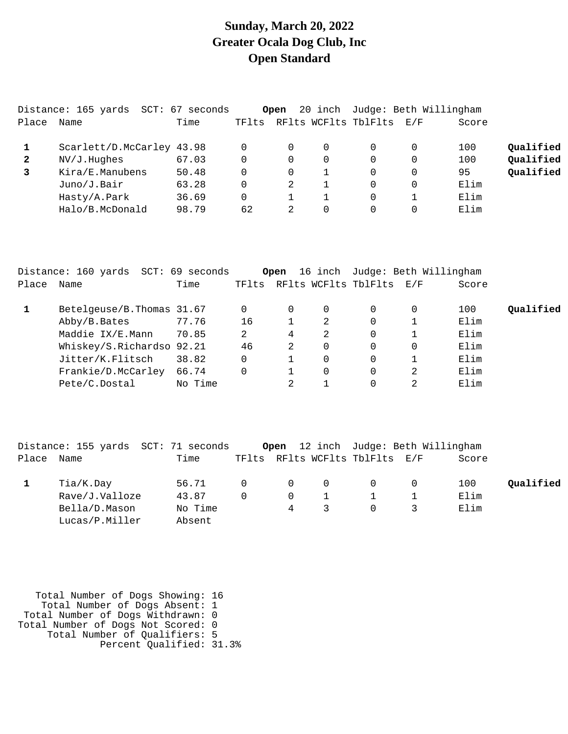# Sunday, March 20, 2022
# Greater Ocala Dog Club, Inc
# Open Standard

Distance: 165 yards SCT: 67 seconds **Open** 20 inch Judge: Beth Willingham

| Place | Name | Time | TFlts | RFlts | WCFlts | TblFlts | E/F | Score | |
|---|---|---|---|---|---|---|---|---|---|
| **1** | Scarlett/D.McCarley | 43.98 | 0 | 0 | 0 | 0 | 0 | 100 | **Qualified** |
| **2** | NV/J.Hughes | 67.03 | 0 | 0 | 0 | 0 | 0 | 100 | **Qualified** |
| **3** | Kira/E.Manubens | 50.48 | 0 | 0 | 1 | 0 | 0 | 95 | **Qualified** |
| | Juno/J.Bair | 63.28 | 0 | 2 | 1 | 0 | 0 | Elim | |
| | Hasty/A.Park | 36.69 | 0 | 1 | 1 | 0 | 1 | Elim | |
| | Halo/B.McDonald | 98.79 | 62 | 2 | 0 | 0 | 0 | Elim | |

Distance: 160 yards SCT: 69 seconds **Open** 16 inch Judge: Beth Willingham

| Place | Name | Time | TFlts | RFlts | WCFlts | TblFlts | E/F | Score | |
|---|---|---|---|---|---|---|---|---|---|
| **1** | Betelgeuse/B.Thomas | 31.67 | 0 | 0 | 0 | 0 | 0 | 100 | **Qualified** |
| | Abby/B.Bates | 77.76 | 16 | 1 | 2 | 0 | 1 | Elim | |
| | Maddie IX/E.Mann | 70.85 | 2 | 4 | 2 | 0 | 1 | Elim | |
| | Whiskey/S.Richardso | 92.21 | 46 | 2 | 0 | 0 | 0 | Elim | |
| | Jitter/K.Flitsch | 38.82 | 0 | 1 | 0 | 0 | 1 | Elim | |
| | Frankie/D.McCarley | 66.74 | 0 | 1 | 0 | 0 | 2 | Elim | |
| | Pete/C.Dostal | No Time | | 2 | 1 | 0 | 2 | Elim | |

Distance: 155 yards SCT: 71 seconds **Open** 12 inch Judge: Beth Willingham

| Place | Name | Time | TFlts | RFlts | WCFlts | TblFlts | E/F | Score | |
|---|---|---|---|---|---|---|---|---|---|
| **1** | Tia/K.Day | 56.71 | 0 | 0 | 0 | 0 | 0 | 100 | **Qualified** |
| | Rave/J.Valloze | 43.87 | 0 | 0 | 1 | 1 | 1 | Elim | |
| | Bella/D.Mason | No Time | | 4 | 3 | 0 | 3 | Elim | |
| | Lucas/P.Miller | Absent | | | | | | | |

Total Number of Dogs Showing: 16
Total Number of Dogs Absent: 1
Total Number of Dogs Withdrawn: 0
Total Number of Dogs Not Scored: 0
Total Number of Qualifiers: 5
Percent Qualified: 31.3%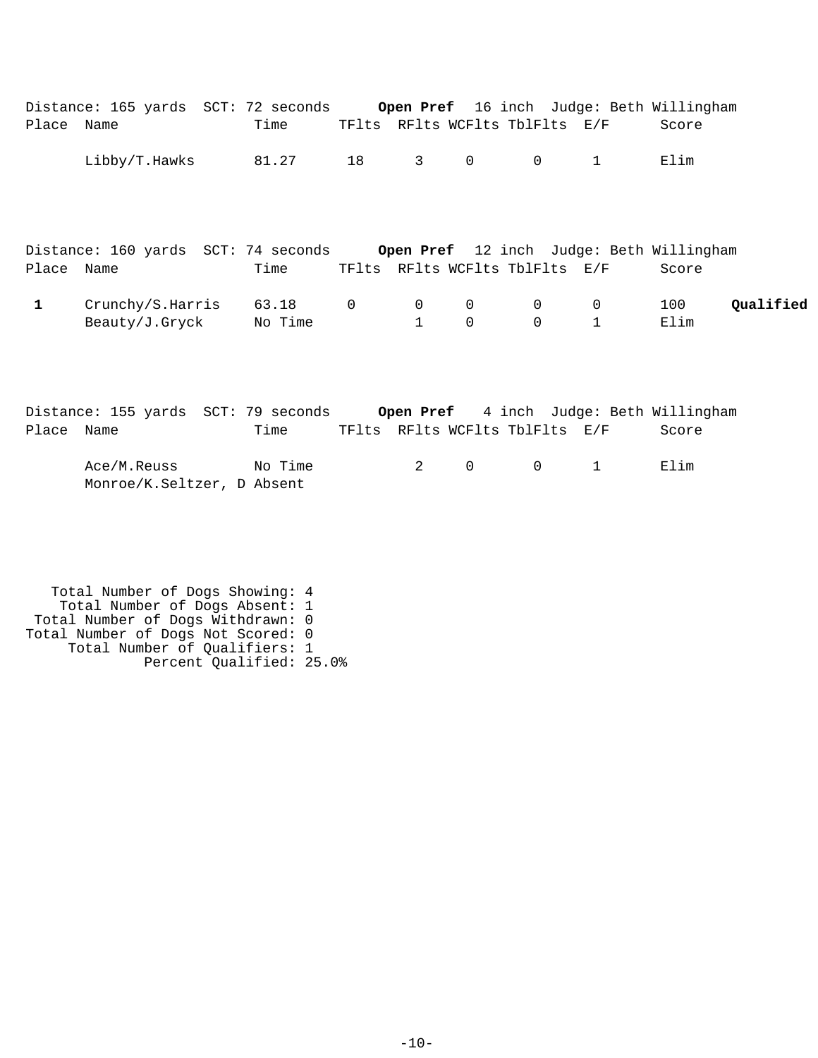Distance: 165 yards  SCT: 72 seconds  **Open Pref**  16 inch  Judge: Beth Willingham

| Place | Name | Time | TFlts | RFlts | WCFlts | TblFlts | E/F | Score | |
|---|---|---|---|---|---|---|---|---|---|
| | Libby/T.Hawks | 81.27 | 18 | 3 | 0 | 0 | 1 | Elim | |

Distance: 160 yards  SCT: 74 seconds  **Open Pref**  12 inch  Judge: Beth Willingham

| Place | Name | Time | TFlts | RFlts | WCFlts | TblFlts | E/F | Score | |
|---|---|---|---|---|---|---|---|---|---|
| **1** | Crunchy/S.Harris | 63.18 | 0 | 0 | 0 | 0 | 0 | 100 | **Qualified** |
| | Beauty/J.Gryck | No Time | | 1 | 0 | 0 | 1 | Elim | |

Distance: 155 yards  SCT: 79 seconds  **Open Pref**  4 inch  Judge: Beth Willingham

| Place | Name | Time | TFlts | RFlts | WCFlts | TblFlts | E/F | Score | |
|---|---|---|---|---|---|---|---|---|---|
| | Ace/M.Reuss | No Time | | 2 | 0 | 0 | 1 | Elim | |
| | Monroe/K.Seltzer, D | Absent | | | | | | | |

Total Number of Dogs Showing: 4
Total Number of Dogs Absent: 1
Total Number of Dogs Withdrawn: 0
Total Number of Dogs Not Scored: 0
Total Number of Qualifiers: 1
Percent Qualified: 25.0%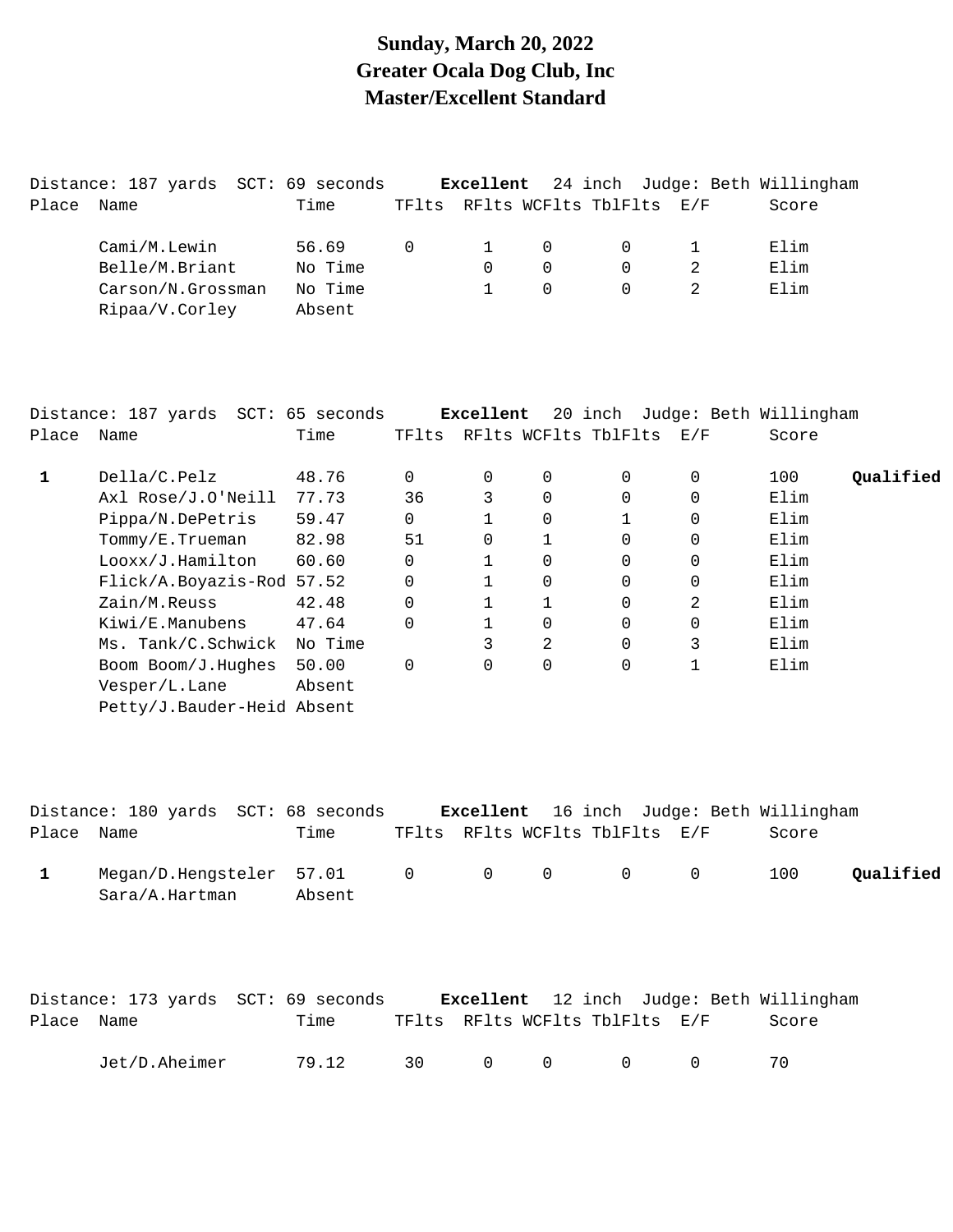# Sunday, March 20, 2022
# Greater Ocala Dog Club, Inc
# Master/Excellent Standard

Distance: 187 yards SCT: 69 seconds **Excellent** 24 inch Judge: Beth Willingham

| Place | Name | Time | TFlts | RFlts | WCFlts | TblFlts | E/F | Score | |
|---|---|---|---|---|---|---|---|---|---|
| | Cami/M.Lewin | 56.69 | 0 | 1 | 0 | 0 | 1 | Elim | |
| | Belle/M.Briant | No Time | | 0 | 0 | 0 | 2 | Elim | |
| | Carson/N.Grossman | No Time | | 1 | 0 | 0 | 2 | Elim | |
| | Ripaa/V.Corley | Absent | | | | | | | |

Distance: 187 yards SCT: 65 seconds **Excellent** 20 inch Judge: Beth Willingham

| Place | Name | Time | TFlts | RFlts | WCFlts | TblFlts | E/F | Score | |
|---|---|---|---|---|---|---|---|---|---|
| **1** | Della/C.Pelz | 48.76 | 0 | 0 | 0 | 0 | 0 | 100 | **Qualified** |
| | Axl Rose/J.O'Neill | 77.73 | 36 | 3 | 0 | 0 | 0 | Elim | |
| | Pippa/N.DePetris | 59.47 | 0 | 1 | 0 | 1 | 0 | Elim | |
| | Tommy/E.Trueman | 82.98 | 51 | 0 | 1 | 0 | 0 | Elim | |
| | Looxx/J.Hamilton | 60.60 | 0 | 1 | 0 | 0 | 0 | Elim | |
| | Flick/A.Boyazis-Rod | 57.52 | 0 | 1 | 0 | 0 | 0 | Elim | |
| | Zain/M.Reuss | 42.48 | 0 | 1 | 1 | 0 | 2 | Elim | |
| | Kiwi/E.Manubens | 47.64 | 0 | 1 | 0 | 0 | 0 | Elim | |
| | Ms. Tank/C.Schwick | No Time | | 3 | 2 | 0 | 3 | Elim | |
| | Boom Boom/J.Hughes | 50.00 | 0 | 0 | 0 | 0 | 1 | Elim | |
| | Vesper/L.Lane | Absent | | | | | | | |
| | Petty/J.Bauder-Heid | Absent | | | | | | | |

Distance: 180 yards SCT: 68 seconds **Excellent** 16 inch Judge: Beth Willingham

| Place | Name | Time | TFlts | RFlts | WCFlts | TblFlts | E/F | Score | |
|---|---|---|---|---|---|---|---|---|---|
| **1** | Megan/D.Hengsteler | 57.01 | 0 | 0 | 0 | 0 | 0 | 100 | **Qualified** |
| | Sara/A.Hartman | Absent | | | | | | | |

Distance: 173 yards SCT: 69 seconds **Excellent** 12 inch Judge: Beth Willingham

| Place | Name | Time | TFlts | RFlts | WCFlts | TblFlts | E/F | Score |
|---|---|---|---|---|---|---|---|---|
| | Jet/D.Aheimer | 79.12 | 30 | 0 | 0 | 0 | 0 | 70 |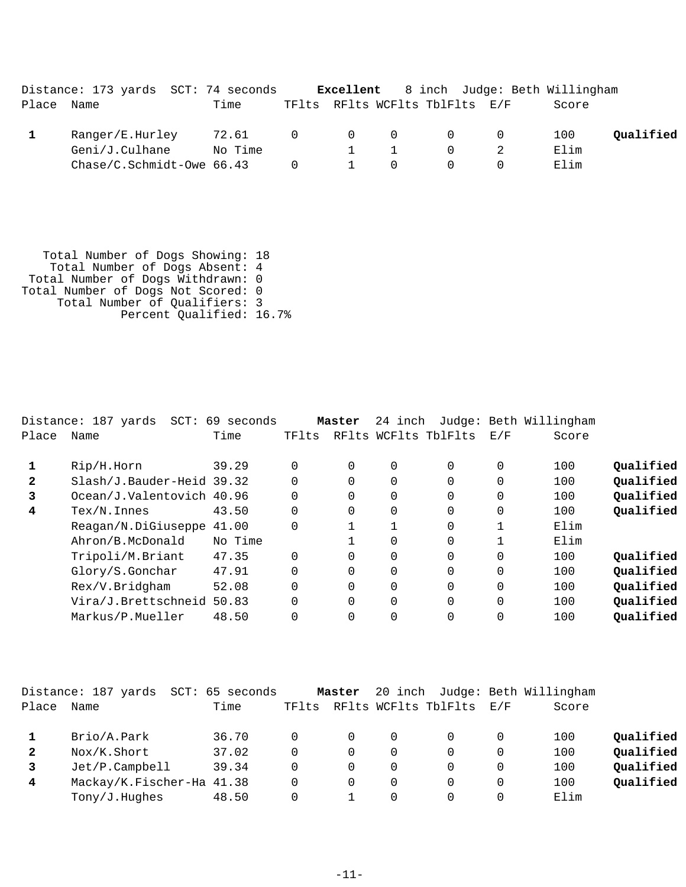Distance: 173 yards  SCT: 74 seconds  **Excellent**  8 inch  Judge: Beth Willingham

| Place | Name | Time | TFlts | RFlts | WCFlts | TblFlts | E/F | Score | |
|---|---|---|---|---|---|---|---|---|---|
| **1** | Ranger/E.Hurley | 72.61 | 0 | 0 | 0 | 0 | 0 | 100 | **Qualified** |
| | Geni/J.Culhane | No Time | | 1 | 1 | 0 | 2 | Elim | |
| | Chase/C.Schmidt-Owe | 66.43 | 0 | 1 | 0 | 0 | 0 | Elim | |

Total Number of Dogs Showing: 18
Total Number of Dogs Absent: 4
Total Number of Dogs Withdrawn: 0
Total Number of Dogs Not Scored: 0
Total Number of Qualifiers: 3
Percent Qualified: 16.7%

Distance: 187 yards  SCT: 69 seconds  **Master**  24 inch  Judge: Beth Willingham

| Place | Name | Time | TFlts | RFlts | WCFlts | TblFlts | E/F | Score | |
|---|---|---|---|---|---|---|---|---|---|
| **1** | Rip/H.Horn | 39.29 | 0 | 0 | 0 | 0 | 0 | 100 | **Qualified** |
| **2** | Slash/J.Bauder-Heid | 39.32 | 0 | 0 | 0 | 0 | 0 | 100 | **Qualified** |
| **3** | Ocean/J.Valentovich | 40.96 | 0 | 0 | 0 | 0 | 0 | 100 | **Qualified** |
| **4** | Tex/N.Innes | 43.50 | 0 | 0 | 0 | 0 | 0 | 100 | **Qualified** |
| | Reagan/N.DiGiuseppe | 41.00 | 0 | 1 | 1 | 0 | 1 | Elim | |
| | Ahron/B.McDonald | No Time | | 1 | 0 | 0 | 1 | Elim | |
| | Tripoli/M.Briant | 47.35 | 0 | 0 | 0 | 0 | 0 | 100 | **Qualified** |
| | Glory/S.Gonchar | 47.91 | 0 | 0 | 0 | 0 | 0 | 100 | **Qualified** |
| | Rex/V.Bridgham | 52.08 | 0 | 0 | 0 | 0 | 0 | 100 | **Qualified** |
| | Vira/J.Brettschneid | 50.83 | 0 | 0 | 0 | 0 | 0 | 100 | **Qualified** |
| | Markus/P.Mueller | 48.50 | 0 | 0 | 0 | 0 | 0 | 100 | **Qualified** |

Distance: 187 yards  SCT: 65 seconds  **Master**  20 inch  Judge: Beth Willingham

| Place | Name | Time | TFlts | RFlts | WCFlts | TblFlts | E/F | Score | |
|---|---|---|---|---|---|---|---|---|---|
| **1** | Brio/A.Park | 36.70 | 0 | 0 | 0 | 0 | 0 | 100 | **Qualified** |
| **2** | Nox/K.Short | 37.02 | 0 | 0 | 0 | 0 | 0 | 100 | **Qualified** |
| **3** | Jet/P.Campbell | 39.34 | 0 | 0 | 0 | 0 | 0 | 100 | **Qualified** |
| **4** | Mackay/K.Fischer-Ha | 41.38 | 0 | 0 | 0 | 0 | 0 | 100 | **Qualified** |
| | Tony/J.Hughes | 48.50 | 0 | 1 | 0 | 0 | 0 | Elim | |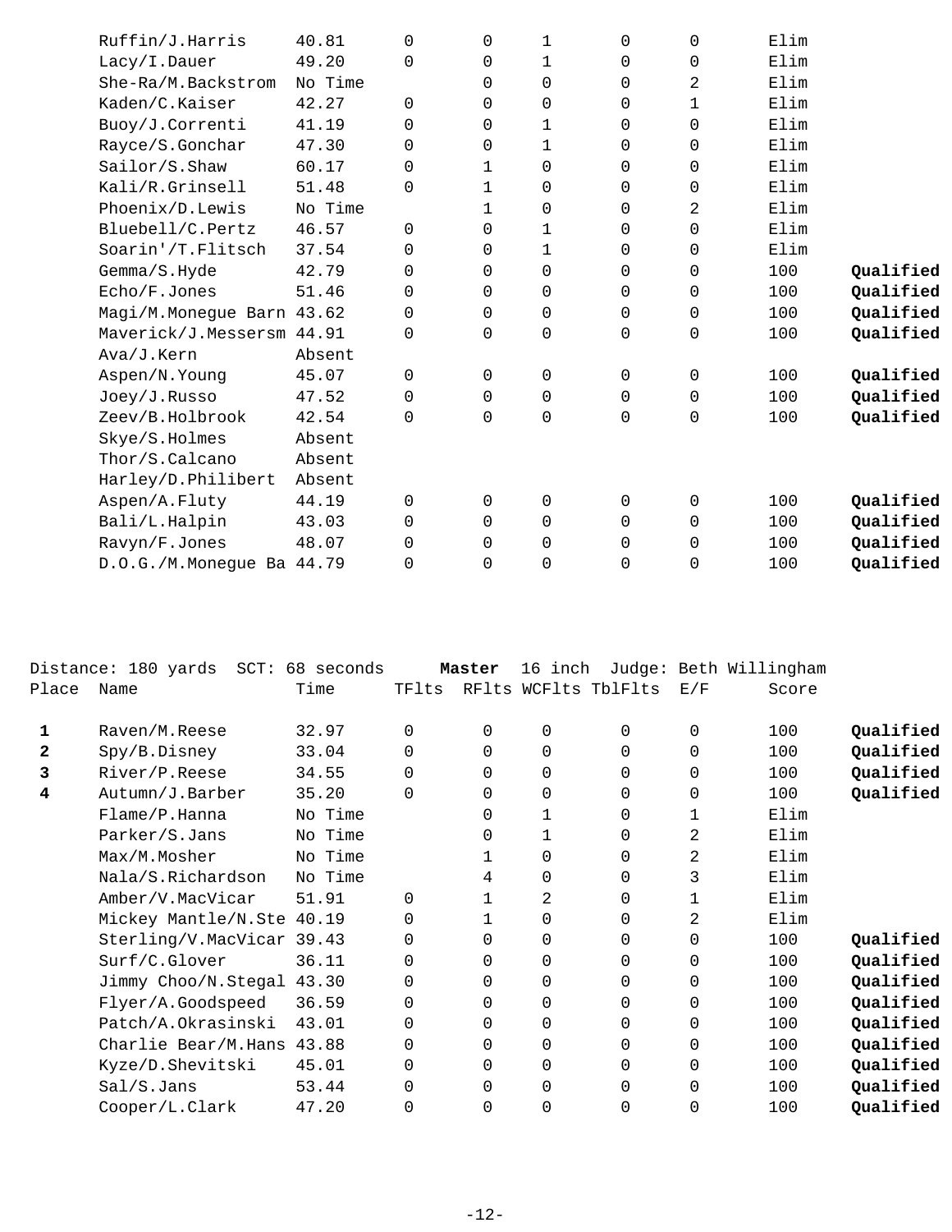| Place | Name | Time | TFlts | RFlts | WCFlts | TblFlts | E/F | Score | |
|---|---|---|---|---|---|---|---|---|---|
| | Ruffin/J.Harris | 40.81 | 0 | 0 | 1 | 0 | 0 | Elim | |
| | Lacy/I.Dauer | 49.20 | 0 | 0 | 1 | 0 | 0 | Elim | |
| | She-Ra/M.Backstrom | No Time | | 0 | 0 | 0 | 2 | Elim | |
| | Kaden/C.Kaiser | 42.27 | 0 | 0 | 0 | 0 | 1 | Elim | |
| | Buoy/J.Correnti | 41.19 | 0 | 0 | 1 | 0 | 0 | Elim | |
| | Rayce/S.Gonchar | 47.30 | 0 | 0 | 1 | 0 | 0 | Elim | |
| | Sailor/S.Shaw | 60.17 | 0 | 1 | 0 | 0 | 0 | Elim | |
| | Kali/R.Grinsell | 51.48 | 0 | 1 | 0 | 0 | 0 | Elim | |
| | Phoenix/D.Lewis | No Time | | 1 | 0 | 0 | 2 | Elim | |
| | Bluebell/C.Pertz | 46.57 | 0 | 0 | 1 | 0 | 0 | Elim | |
| | Soarin'/T.Flitsch | 37.54 | 0 | 0 | 1 | 0 | 0 | Elim | |
| | Gemma/S.Hyde | 42.79 | 0 | 0 | 0 | 0 | 0 | 100 | **Qualified** |
| | Echo/F.Jones | 51.46 | 0 | 0 | 0 | 0 | 0 | 100 | **Qualified** |
| | Magi/M.Monegue Barn | 43.62 | 0 | 0 | 0 | 0 | 0 | 100 | **Qualified** |
| | Maverick/J.Messersm | 44.91 | 0 | 0 | 0 | 0 | 0 | 100 | **Qualified** |
| | Ava/J.Kern | Absent | | | | | | | |
| | Aspen/N.Young | 45.07 | 0 | 0 | 0 | 0 | 0 | 100 | **Qualified** |
| | Joey/J.Russo | 47.52 | 0 | 0 | 0 | 0 | 0 | 100 | **Qualified** |
| | Zeev/B.Holbrook | 42.54 | 0 | 0 | 0 | 0 | 0 | 100 | **Qualified** |
| | Skye/S.Holmes | Absent | | | | | | | |
| | Thor/S.Calcano | Absent | | | | | | | |
| | Harley/D.Philibert | Absent | | | | | | | |
| | Aspen/A.Fluty | 44.19 | 0 | 0 | 0 | 0 | 0 | 100 | **Qualified** |
| | Bali/L.Halpin | 43.03 | 0 | 0 | 0 | 0 | 0 | 100 | **Qualified** |
| | Ravyn/F.Jones | 48.07 | 0 | 0 | 0 | 0 | 0 | 100 | **Qualified** |
| | D.O.G./M.Monegue Ba | 44.79 | 0 | 0 | 0 | 0 | 0 | 100 | **Qualified** |

Distance: 180 yards SCT: 68 seconds **Master** 16 inch Judge: Beth Willingham

| Place | Name | Time | TFlts | RFlts | WCFlts | TblFlts | E/F | Score | |
|---|---|---|---|---|---|---|---|---|---|
| **1** | Raven/M.Reese | 32.97 | 0 | 0 | 0 | 0 | 0 | 100 | **Qualified** |
| **2** | Spy/B.Disney | 33.04 | 0 | 0 | 0 | 0 | 0 | 100 | **Qualified** |
| **3** | River/P.Reese | 34.55 | 0 | 0 | 0 | 0 | 0 | 100 | **Qualified** |
| **4** | Autumn/J.Barber | 35.20 | 0 | 0 | 0 | 0 | 0 | 100 | **Qualified** |
| | Flame/P.Hanna | No Time | | 0 | 1 | 0 | 1 | Elim | |
| | Parker/S.Jans | No Time | | 0 | 1 | 0 | 2 | Elim | |
| | Max/M.Mosher | No Time | | 1 | 0 | 0 | 2 | Elim | |
| | Nala/S.Richardson | No Time | | 4 | 0 | 0 | 3 | Elim | |
| | Amber/V.MacVicar | 51.91 | 0 | 1 | 2 | 0 | 1 | Elim | |
| | Mickey Mantle/N.Ste | 40.19 | 0 | 1 | 0 | 0 | 2 | Elim | |
| | Sterling/V.MacVicar | 39.43 | 0 | 0 | 0 | 0 | 0 | 100 | **Qualified** |
| | Surf/C.Glover | 36.11 | 0 | 0 | 0 | 0 | 0 | 100 | **Qualified** |
| | Jimmy Choo/N.Stegal | 43.30 | 0 | 0 | 0 | 0 | 0 | 100 | **Qualified** |
| | Flyer/A.Goodspeed | 36.59 | 0 | 0 | 0 | 0 | 0 | 100 | **Qualified** |
| | Patch/A.Okrasinski | 43.01 | 0 | 0 | 0 | 0 | 0 | 100 | **Qualified** |
| | Charlie Bear/M.Hans | 43.88 | 0 | 0 | 0 | 0 | 0 | 100 | **Qualified** |
| | Kyze/D.Shevitski | 45.01 | 0 | 0 | 0 | 0 | 0 | 100 | **Qualified** |
| | Sal/S.Jans | 53.44 | 0 | 0 | 0 | 0 | 0 | 100 | **Qualified** |
| | Cooper/L.Clark | 47.20 | 0 | 0 | 0 | 0 | 0 | 100 | **Qualified** |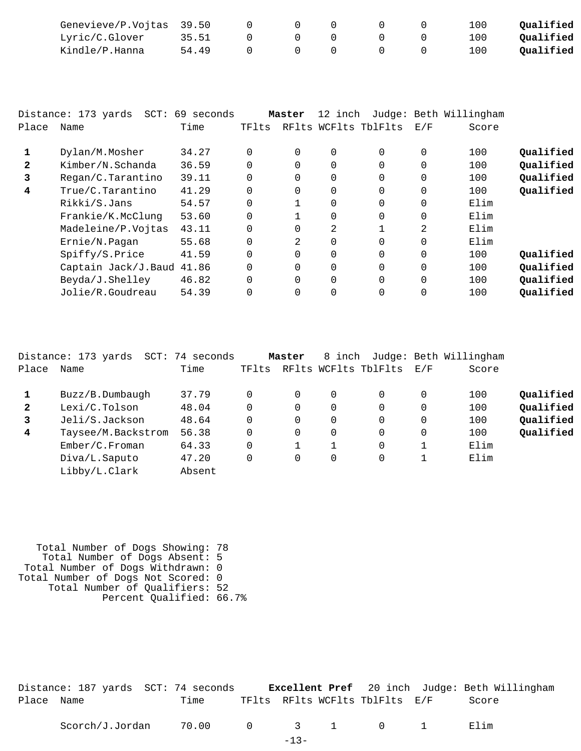| Place | Name | Time | TFlts | RFlts | WCFlts | TblFlts | E/F | Score | |
|---|---|---|---|---|---|---|---|---|---|
| | Genevieve/P.Vojtas | 39.50 | 0 | 0 | 0 | 0 | 0 | 100 | **Qualified** |
| | Lyric/C.Glover | 35.51 | 0 | 0 | 0 | 0 | 0 | 100 | **Qualified** |
| | Kindle/P.Hanna | 54.49 | 0 | 0 | 0 | 0 | 0 | 100 | **Qualified** |

Distance: 173 yards SCT: 69 seconds **Master** 12 inch Judge: Beth Willingham

| Place | Name | Time | TFlts | RFlts | WCFlts | TblFlts | E/F | Score | |
|---|---|---|---|---|---|---|---|---|---|
| **1** | Dylan/M.Mosher | 34.27 | 0 | 0 | 0 | 0 | 0 | 100 | **Qualified** |
| **2** | Kimber/N.Schanda | 36.59 | 0 | 0 | 0 | 0 | 0 | 100 | **Qualified** |
| **3** | Regan/C.Tarantino | 39.11 | 0 | 0 | 0 | 0 | 0 | 100 | **Qualified** |
| **4** | True/C.Tarantino | 41.29 | 0 | 0 | 0 | 0 | 0 | 100 | **Qualified** |
| | Rikki/S.Jans | 54.57 | 0 | 1 | 0 | 0 | 0 | Elim | |
| | Frankie/K.McClung | 53.60 | 0 | 1 | 0 | 0 | 0 | Elim | |
| | Madeleine/P.Vojtas | 43.11 | 0 | 0 | 2 | 1 | 2 | Elim | |
| | Ernie/N.Pagan | 55.68 | 0 | 2 | 0 | 0 | 0 | Elim | |
| | Spiffy/S.Price | 41.59 | 0 | 0 | 0 | 0 | 0 | 100 | **Qualified** |
| | Captain Jack/J.Baud | 41.86 | 0 | 0 | 0 | 0 | 0 | 100 | **Qualified** |
| | Beyda/J.Shelley | 46.82 | 0 | 0 | 0 | 0 | 0 | 100 | **Qualified** |
| | Jolie/R.Goudreau | 54.39 | 0 | 0 | 0 | 0 | 0 | 100 | **Qualified** |

Distance: 173 yards SCT: 74 seconds **Master** 8 inch Judge: Beth Willingham

| Place | Name | Time | TFlts | RFlts | WCFlts | TblFlts | E/F | Score | |
|---|---|---|---|---|---|---|---|---|---|
| **1** | Buzz/B.Dumbaugh | 37.79 | 0 | 0 | 0 | 0 | 0 | 100 | **Qualified** |
| **2** | Lexi/C.Tolson | 48.04 | 0 | 0 | 0 | 0 | 0 | 100 | **Qualified** |
| **3** | Jeli/S.Jackson | 48.64 | 0 | 0 | 0 | 0 | 0 | 100 | **Qualified** |
| **4** | Taysee/M.Backstrom | 56.38 | 0 | 0 | 0 | 0 | 0 | 100 | **Qualified** |
| | Ember/C.Froman | 64.33 | 0 | 1 | 1 | 0 | 1 | Elim | |
| | Diva/L.Saputo | 47.20 | 0 | 0 | 0 | 0 | 1 | Elim | |
| | Libby/L.Clark | Absent | | | | | | | |

Total Number of Dogs Showing: 78
Total Number of Dogs Absent: 5
Total Number of Dogs Withdrawn: 0
Total Number of Dogs Not Scored: 0
Total Number of Qualifiers: 52
Percent Qualified: 66.7%

Distance: 187 yards SCT: 74 seconds **Excellent Pref** 20 inch Judge: Beth Willingham

| Place | Name | Time | TFlts | RFlts | WCFlts | TblFlts | E/F | Score |
|---|---|---|---|---|---|---|---|---|
| | Scorch/J.Jordan | 70.00 | 0 | 3 | 1 | 0 | 1 | Elim |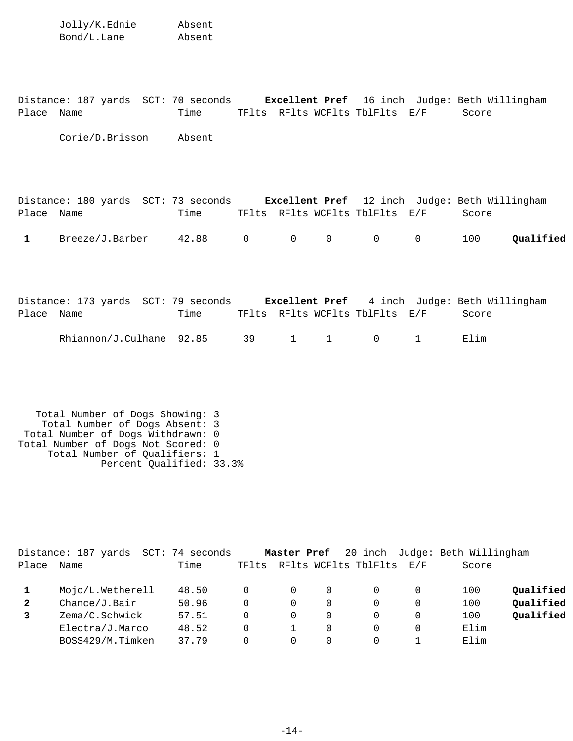| Place | Name | Time |
|---|---|---|
| | Jolly/K.Ednie | Absent |
| | Bond/L.Lane | Absent |

Distance: 187 yards SCT: 70 seconds **Excellent Pref** 16 inch Judge: Beth Willingham

| Place | Name | Time | TFlts | RFlts | WCFlts | TblFlts | E/F | Score | |
|---|---|---|---|---|---|---|---|---|---|
| | Corie/D.Brisson | Absent | | | | | | | |

Distance: 180 yards SCT: 73 seconds **Excellent Pref** 12 inch Judge: Beth Willingham

| Place | Name | Time | TFlts | RFlts | WCFlts | TblFlts | E/F | Score | |
|---|---|---|---|---|---|---|---|---|---|
| **1** | Breeze/J.Barber | 42.88 | 0 | 0 | 0 | 0 | 0 | 100 | **Qualified** |

Distance: 173 yards SCT: 79 seconds **Excellent Pref** 4 inch Judge: Beth Willingham

| Place | Name | Time | TFlts | RFlts | WCFlts | TblFlts | E/F | Score | |
|---|---|---|---|---|---|---|---|---|---|
| | Rhiannon/J.Culhane | 92.85 | 39 | 1 | 1 | 0 | 1 | Elim | |

Total Number of Dogs Showing: 3
Total Number of Dogs Absent: 3
Total Number of Dogs Withdrawn: 0
Total Number of Dogs Not Scored: 0
Total Number of Qualifiers: 1
Percent Qualified: 33.3%

Distance: 187 yards SCT: 74 seconds **Master Pref** 20 inch Judge: Beth Willingham

| Place | Name | Time | TFlts | RFlts | WCFlts | TblFlts | E/F | Score | |
|---|---|---|---|---|---|---|---|---|---|
| **1** | Mojo/L.Wetherell | 48.50 | 0 | 0 | 0 | 0 | 0 | 100 | **Qualified** |
| **2** | Chance/J.Bair | 50.96 | 0 | 0 | 0 | 0 | 0 | 100 | **Qualified** |
| **3** | Zema/C.Schwick | 57.51 | 0 | 0 | 0 | 0 | 0 | 100 | **Qualified** |
| | Electra/J.Marco | 48.52 | 0 | 1 | 0 | 0 | 0 | Elim | |
| | BOSS429/M.Timken | 37.79 | 0 | 0 | 0 | 0 | 1 | Elim | |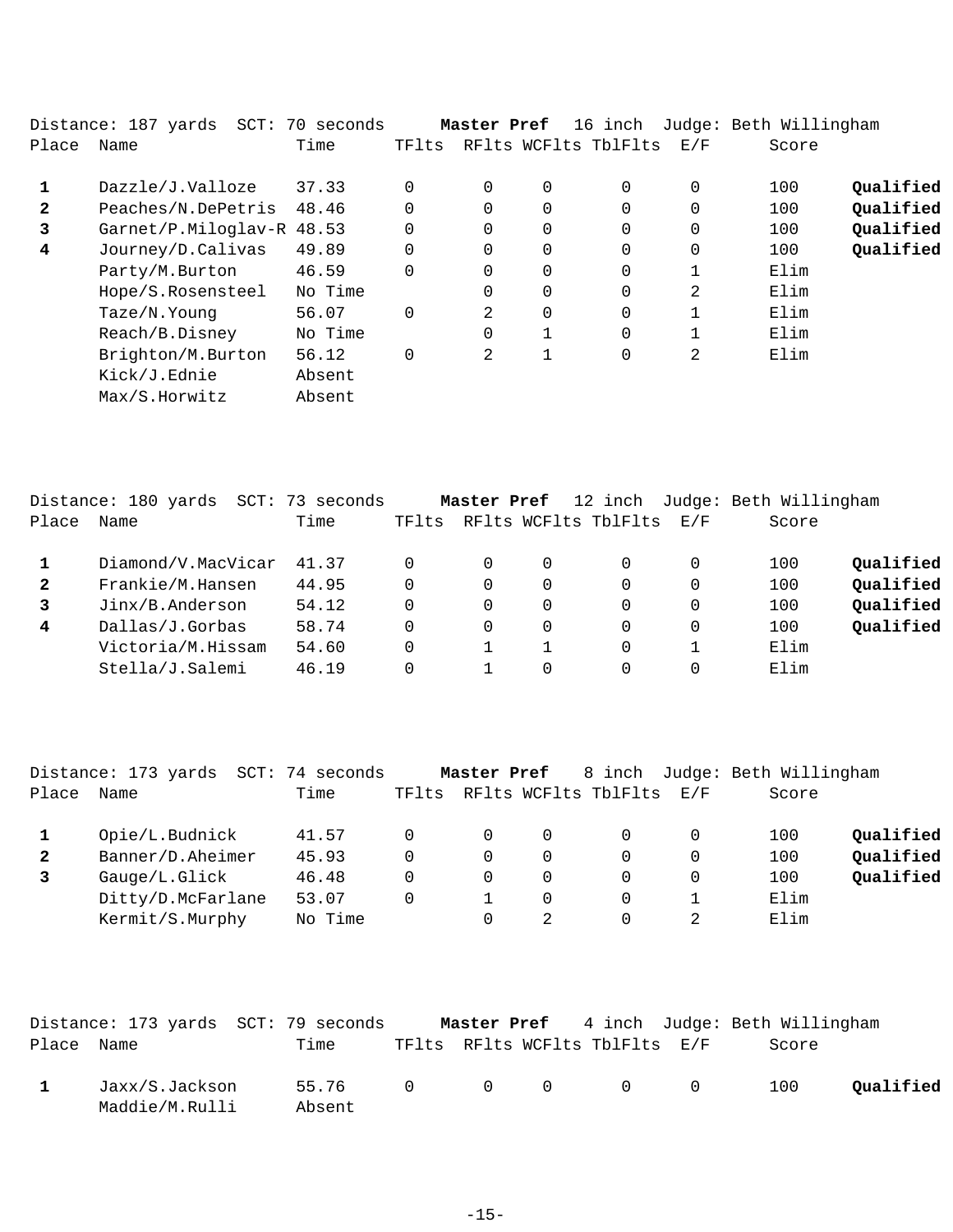Distance: 187 yards  SCT: 70 seconds  **Master Pref**  16 inch  Judge: Beth Willingham

| Place | Name | Time | TFlts | RFlts | WCFlts | TblFlts | E/F | Score | |
|---|---|---|---|---|---|---|---|---|---|
| **1** | Dazzle/J.Valloze | 37.33 | 0 | 0 | 0 | 0 | 0 | 100 | **Qualified** |
| **2** | Peaches/N.DePetris | 48.46 | 0 | 0 | 0 | 0 | 0 | 100 | **Qualified** |
| **3** | Garnet/P.Miloglav-R | 48.53 | 0 | 0 | 0 | 0 | 0 | 100 | **Qualified** |
| **4** | Journey/D.Calivas | 49.89 | 0 | 0 | 0 | 0 | 0 | 100 | **Qualified** |
| | Party/M.Burton | 46.59 | 0 | 0 | 0 | 0 | 1 | Elim | |
| | Hope/S.Rosensteel | No Time | | 0 | 0 | 0 | 2 | Elim | |
| | Taze/N.Young | 56.07 | 0 | 2 | 0 | 0 | 1 | Elim | |
| | Reach/B.Disney | No Time | | 0 | 1 | 0 | 1 | Elim | |
| | Brighton/M.Burton | 56.12 | 0 | 2 | 1 | 0 | 2 | Elim | |
| | Kick/J.Ednie | Absent | | | | | | | |
| | Max/S.Horwitz | Absent | | | | | | | |

Distance: 180 yards  SCT: 73 seconds  **Master Pref**  12 inch  Judge: Beth Willingham

| Place | Name | Time | TFlts | RFlts | WCFlts | TblFlts | E/F | Score | |
|---|---|---|---|---|---|---|---|---|---|
| **1** | Diamond/V.MacVicar | 41.37 | 0 | 0 | 0 | 0 | 0 | 100 | **Qualified** |
| **2** | Frankie/M.Hansen | 44.95 | 0 | 0 | 0 | 0 | 0 | 100 | **Qualified** |
| **3** | Jinx/B.Anderson | 54.12 | 0 | 0 | 0 | 0 | 0 | 100 | **Qualified** |
| **4** | Dallas/J.Gorbas | 58.74 | 0 | 0 | 0 | 0 | 0 | 100 | **Qualified** |
| | Victoria/M.Hissam | 54.60 | 0 | 1 | 1 | 0 | 1 | Elim | |
| | Stella/J.Salemi | 46.19 | 0 | 1 | 0 | 0 | 0 | Elim | |

Distance: 173 yards  SCT: 74 seconds  **Master Pref**  8 inch  Judge: Beth Willingham

| Place | Name | Time | TFlts | RFlts | WCFlts | TblFlts | E/F | Score | |
|---|---|---|---|---|---|---|---|---|---|
| **1** | Opie/L.Budnick | 41.57 | 0 | 0 | 0 | 0 | 0 | 100 | **Qualified** |
| **2** | Banner/D.Aheimer | 45.93 | 0 | 0 | 0 | 0 | 0 | 100 | **Qualified** |
| **3** | Gauge/L.Glick | 46.48 | 0 | 0 | 0 | 0 | 0 | 100 | **Qualified** |
| | Ditty/D.McFarlane | 53.07 | 0 | 1 | 0 | 0 | 1 | Elim | |
| | Kermit/S.Murphy | No Time | | 0 | 2 | 0 | 2 | Elim | |

Distance: 173 yards  SCT: 79 seconds  **Master Pref**  4 inch  Judge: Beth Willingham

| Place | Name | Time | TFlts | RFlts | WCFlts | TblFlts | E/F | Score | |
|---|---|---|---|---|---|---|---|---|---|
| **1** | Jaxx/S.Jackson | 55.76 | 0 | 0 | 0 | 0 | 0 | 100 | **Qualified** |
| | Maddie/M.Rulli | Absent | | | | | | | |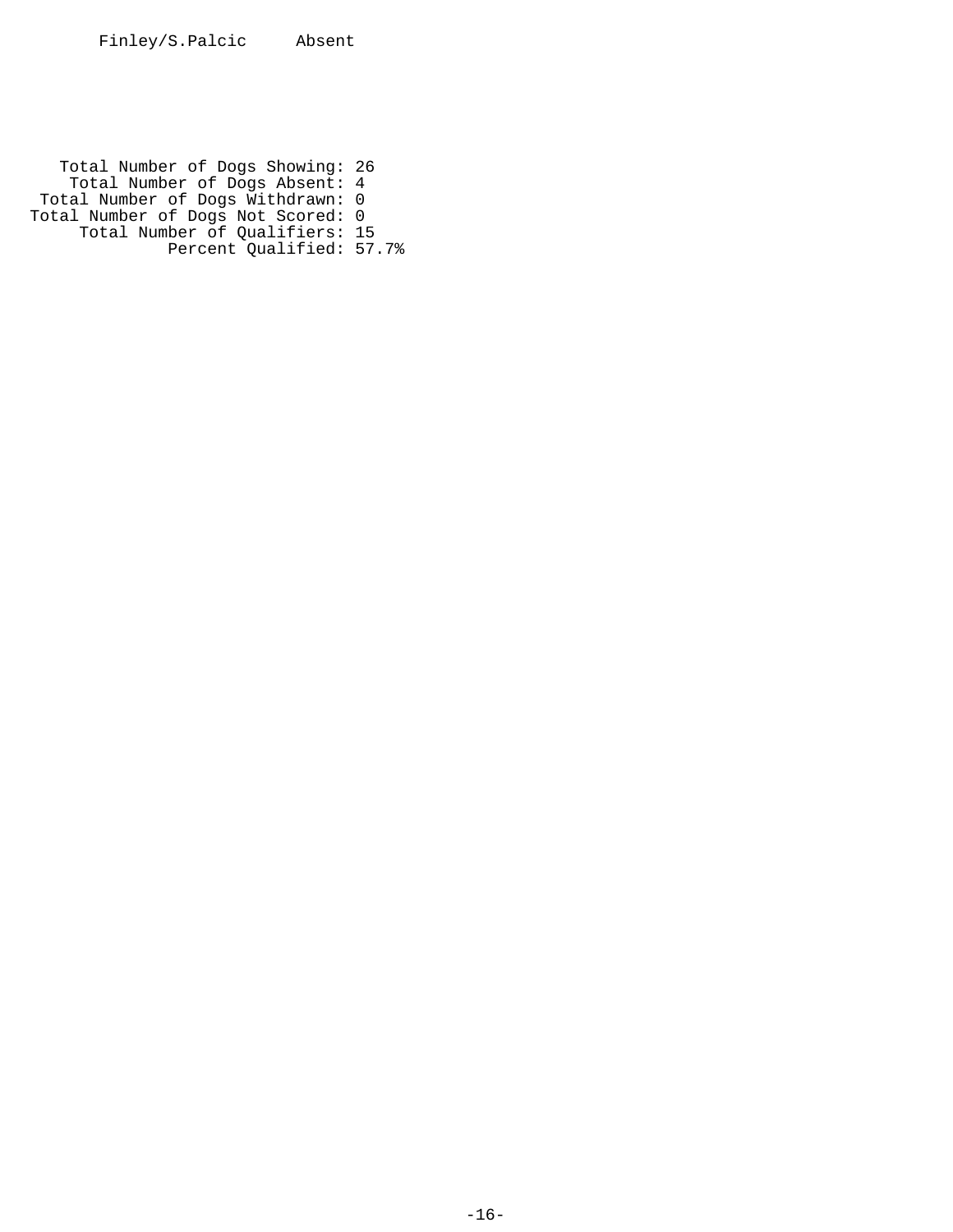Finley/S.Palcic Absent

Total Number of Dogs Showing: 26
Total Number of Dogs Absent: 4
Total Number of Dogs Withdrawn: 0
Total Number of Dogs Not Scored: 0
Total Number of Qualifiers: 15
Percent Qualified: 57.7%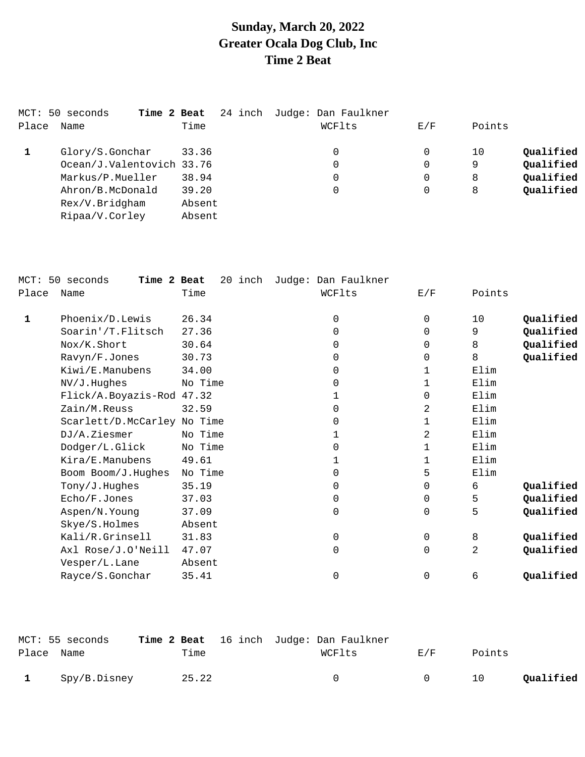# Sunday, March 20, 2022
# Greater Ocala Dog Club, Inc
# Time 2 Beat

MCT: 50 seconds **Time 2 Beat** 24 inch Judge: Dan Faulkner

| Place | Name | Time | WCFlts | E/F | Points | |
|---|---|---|---|---|---|---|
| **1** | Glory/S.Gonchar | 33.36 | 0 | 0 | 10 | **Qualified** |
| | Ocean/J.Valentovich | 33.76 | 0 | 0 | 9 | **Qualified** |
| | Markus/P.Mueller | 38.94 | 0 | 0 | 8 | **Qualified** |
| | Ahron/B.McDonald | 39.20 | 0 | 0 | 8 | **Qualified** |
| | Rex/V.Bridgham | Absent | | | | |
| | Ripaa/V.Corley | Absent | | | | |

MCT: 50 seconds **Time 2 Beat** 20 inch Judge: Dan Faulkner

| Place | Name | Time | WCFlts | E/F | Points | |
|---|---|---|---|---|---|---|
| **1** | Phoenix/D.Lewis | 26.34 | 0 | 0 | 10 | **Qualified** |
| | Soarin'/T.Flitsch | 27.36 | 0 | 0 | 9 | **Qualified** |
| | Nox/K.Short | 30.64 | 0 | 0 | 8 | **Qualified** |
| | Ravyn/F.Jones | 30.73 | 0 | 0 | 8 | **Qualified** |
| | Kiwi/E.Manubens | 34.00 | 0 | 1 | Elim | |
| | NV/J.Hughes | No Time | 0 | 1 | Elim | |
| | Flick/A.Boyazis-Rod | 47.32 | 1 | 0 | Elim | |
| | Zain/M.Reuss | 32.59 | 0 | 2 | Elim | |
| | Scarlett/D.McCarley | No Time | 0 | 1 | Elim | |
| | DJ/A.Ziesmer | No Time | 1 | 2 | Elim | |
| | Dodger/L.Glick | No Time | 0 | 1 | Elim | |
| | Kira/E.Manubens | 49.61 | 1 | 1 | Elim | |
| | Boom Boom/J.Hughes | No Time | 0 | 5 | Elim | |
| | Tony/J.Hughes | 35.19 | 0 | 0 | 6 | **Qualified** |
| | Echo/F.Jones | 37.03 | 0 | 0 | 5 | **Qualified** |
| | Aspen/N.Young | 37.09 | 0 | 0 | 5 | **Qualified** |
| | Skye/S.Holmes | Absent | | | | |
| | Kali/R.Grinsell | 31.83 | 0 | 0 | 8 | **Qualified** |
| | Axl Rose/J.O'Neill | 47.07 | 0 | 0 | 2 | **Qualified** |
| | Vesper/L.Lane | Absent | | | | |
| | Rayce/S.Gonchar | 35.41 | 0 | 0 | 6 | **Qualified** |

MCT: 55 seconds **Time 2 Beat** 16 inch Judge: Dan Faulkner

| Place | Name | Time | WCFlts | E/F | Points | |
|---|---|---|---|---|---|---|
| **1** | Spy/B.Disney | 25.22 | 0 | 0 | 10 | **Qualified** |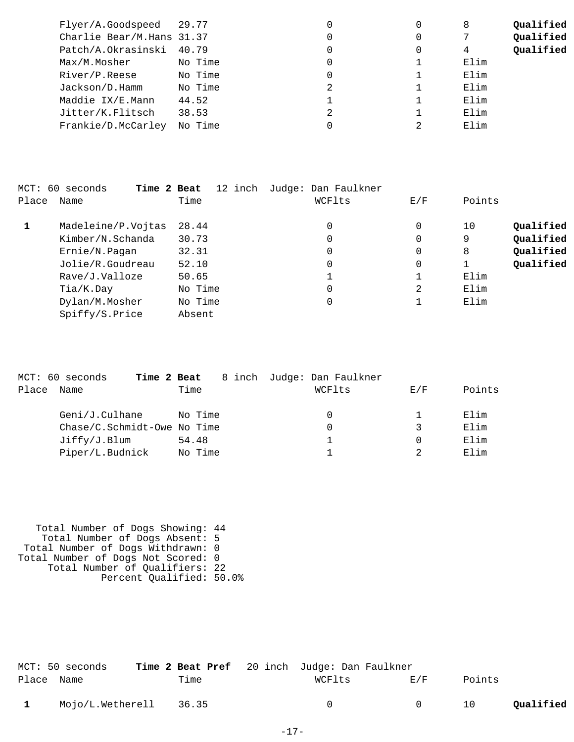| Place | Name | Time | WCFlts | E/F | Points | |
|---|---|---|---|---|---|---|
| | Flyer/A.Goodspeed | 29.77 | 0 | 0 | 8 | **Qualified** |
| | Charlie Bear/M.Hans | 31.37 | 0 | 0 | 7 | **Qualified** |
| | Patch/A.Okrasinski | 40.79 | 0 | 0 | 4 | **Qualified** |
| | Max/M.Mosher | No Time | 0 | 1 | Elim | |
| | River/P.Reese | No Time | 0 | 1 | Elim | |
| | Jackson/D.Hamm | No Time | 2 | 1 | Elim | |
| | Maddie IX/E.Mann | 44.52 | 1 | 1 | Elim | |
| | Jitter/K.Flitsch | 38.53 | 2 | 1 | Elim | |
| | Frankie/D.McCarley | No Time | 0 | 2 | Elim | |

MCT: 60 seconds **Time 2 Beat** 12 inch Judge: Dan Faulkner

| Place | Name | Time | WCFlts | E/F | Points | |
|---|---|---|---|---|---|---|
| **1** | Madeleine/P.Vojtas | 28.44 | 0 | 0 | 10 | **Qualified** |
| | Kimber/N.Schanda | 30.73 | 0 | 0 | 9 | **Qualified** |
| | Ernie/N.Pagan | 32.31 | 0 | 0 | 8 | **Qualified** |
| | Jolie/R.Goudreau | 52.10 | 0 | 0 | 1 | **Qualified** |
| | Rave/J.Valloze | 50.65 | 1 | 1 | Elim | |
| | Tia/K.Day | No Time | 0 | 2 | Elim | |
| | Dylan/M.Mosher | No Time | 0 | 1 | Elim | |
| | Spiffy/S.Price | Absent | | | | |

MCT: 60 seconds **Time 2 Beat** 8 inch Judge: Dan Faulkner

| Place | Name | Time | WCFlts | E/F | Points |
|---|---|---|---|---|---|
| | Geni/J.Culhane | No Time | 0 | 1 | Elim |
| | Chase/C.Schmidt-Owe | No Time | 0 | 3 | Elim |
| | Jiffy/J.Blum | 54.48 | 1 | 0 | Elim |
| | Piper/L.Budnick | No Time | 1 | 2 | Elim |

Total Number of Dogs Showing: 44
Total Number of Dogs Absent: 5
Total Number of Dogs Withdrawn: 0
Total Number of Dogs Not Scored: 0
Total Number of Qualifiers: 22
Percent Qualified: 50.0%

MCT: 50 seconds **Time 2 Beat Pref** 20 inch Judge: Dan Faulkner

| Place | Name | Time | WCFlts | E/F | Points | |
|---|---|---|---|---|---|---|
| **1** | Mojo/L.Wetherell | 36.35 | 0 | 0 | 10 | **Qualified** |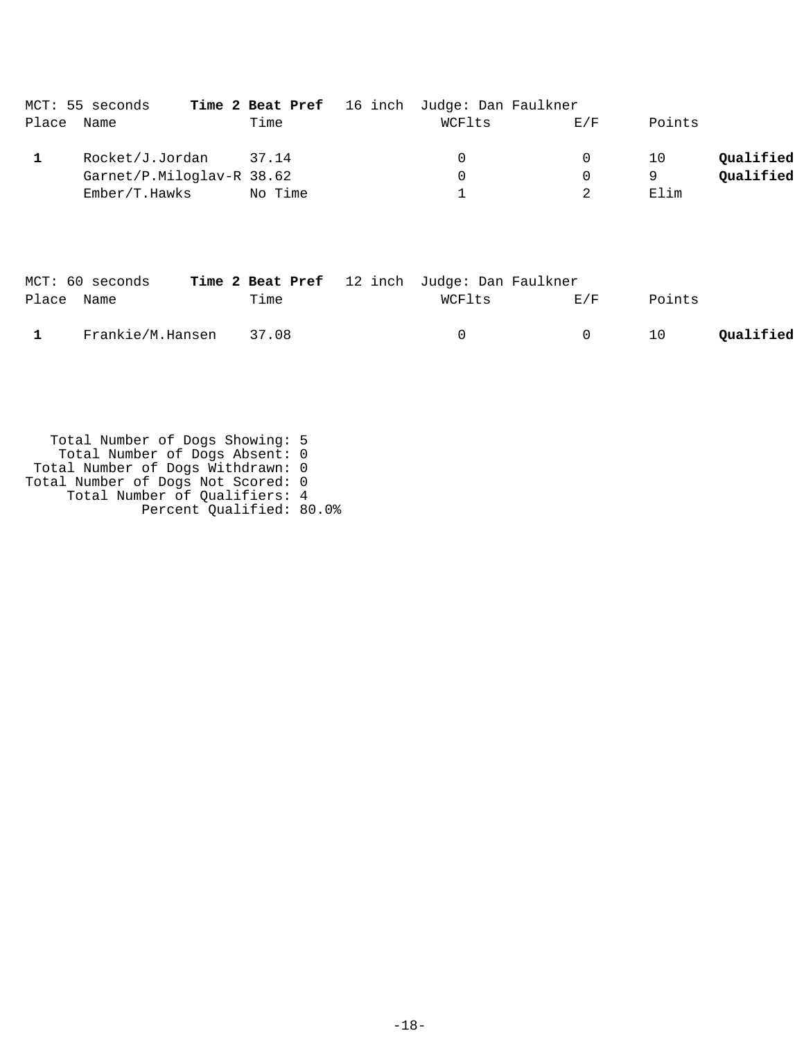MCT: 55 seconds **Time 2 Beat Pref** 16 inch Judge: Dan Faulkner

| Place | Name | Time | WCFlts | E/F | Points | |
|---|---|---|---|---|---|---|
| **1** | Rocket/J.Jordan | 37.14 | 0 | 0 | 10 | **Qualified** |
| | Garnet/P.Miloglav-R | 38.62 | 0 | 0 | 9 | **Qualified** |
| | Ember/T.Hawks | No Time | 1 | 2 | Elim | |

MCT: 60 seconds **Time 2 Beat Pref** 12 inch Judge: Dan Faulkner

| Place | Name | Time | WCFlts | E/F | Points | |
|---|---|---|---|---|---|---|
| **1** | Frankie/M.Hansen | 37.08 | 0 | 0 | 10 | **Qualified** |

Total Number of Dogs Showing: 5
Total Number of Dogs Absent: 0
Total Number of Dogs Withdrawn: 0
Total Number of Dogs Not Scored: 0
Total Number of Qualifiers: 4
Percent Qualified: 80.0%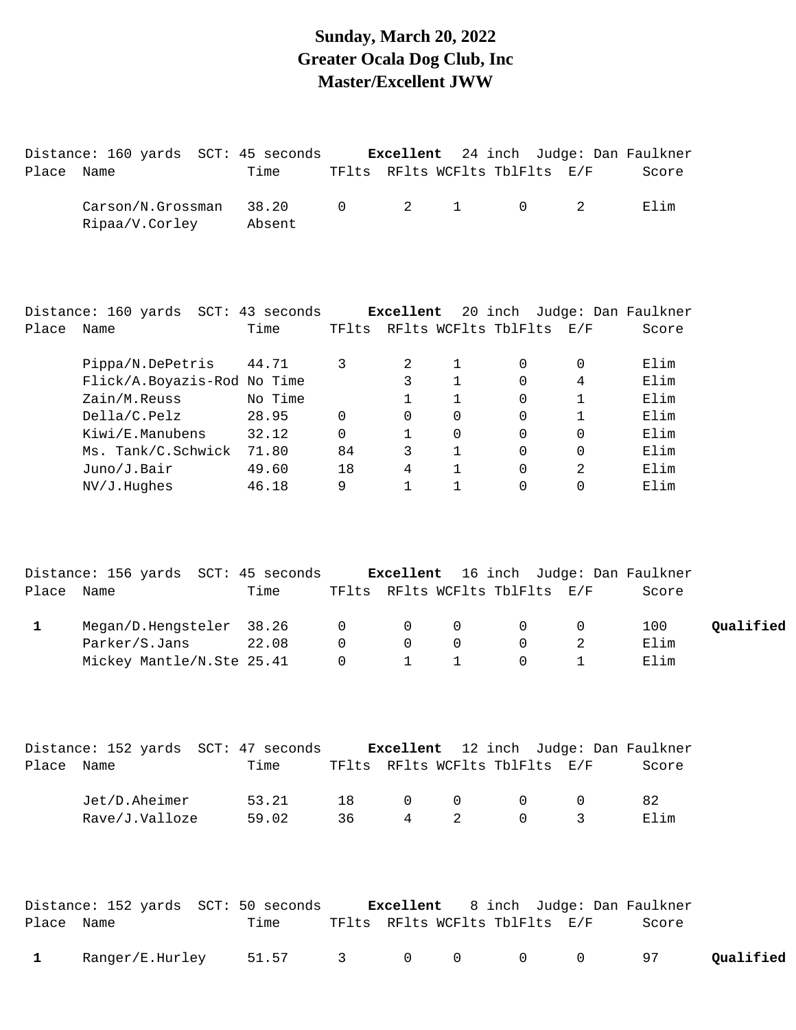# Sunday, March 20, 2022
# Greater Ocala Dog Club, Inc
# Master/Excellent JWW

Distance: 160 yards SCT: 45 seconds **Excellent** 24 inch Judge: Dan Faulkner

| Place | Name | Time | TFlts | RFlts | WCFlts | TblFlts | E/F | Score | |
|---|---|---|---|---|---|---|---|---|---|
| | Carson/N.Grossman | 38.20 | 0 | 2 | 1 | 0 | 2 | Elim | |
| | Ripaa/V.Corley | Absent | | | | | | | |

Distance: 160 yards SCT: 43 seconds **Excellent** 20 inch Judge: Dan Faulkner

| Place | Name | Time | TFlts | RFlts | WCFlts | TblFlts | E/F | Score | |
|---|---|---|---|---|---|---|---|---|---|
| | Pippa/N.DePetris | 44.71 | 3 | 2 | 1 | 0 | 0 | Elim | |
| | Flick/A.Boyazis-Rod | No Time | | 3 | 1 | 0 | 4 | Elim | |
| | Zain/M.Reuss | No Time | | 1 | 1 | 0 | 1 | Elim | |
| | Della/C.Pelz | 28.95 | 0 | 0 | 0 | 0 | 1 | Elim | |
| | Kiwi/E.Manubens | 32.12 | 0 | 1 | 0 | 0 | 0 | Elim | |
| | Ms. Tank/C.Schwick | 71.80 | 84 | 3 | 1 | 0 | 0 | Elim | |
| | Juno/J.Bair | 49.60 | 18 | 4 | 1 | 0 | 2 | Elim | |
| | NV/J.Hughes | 46.18 | 9 | 1 | 1 | 0 | 0 | Elim | |

Distance: 156 yards SCT: 45 seconds **Excellent** 16 inch Judge: Dan Faulkner

| Place | Name | Time | TFlts | RFlts | WCFlts | TblFlts | E/F | Score | |
|---|---|---|---|---|---|---|---|---|---|
| **1** | Megan/D.Hengsteler | 38.26 | 0 | 0 | 0 | 0 | 0 | 100 | **Qualified** |
| | Parker/S.Jans | 22.08 | 0 | 0 | 0 | 0 | 2 | Elim | |
| | Mickey Mantle/N.Ste | 25.41 | 0 | 1 | 1 | 0 | 1 | Elim | |

Distance: 152 yards SCT: 47 seconds **Excellent** 12 inch Judge: Dan Faulkner

| Place | Name | Time | TFlts | RFlts | WCFlts | TblFlts | E/F | Score | |
|---|---|---|---|---|---|---|---|---|---|
| | Jet/D.Aheimer | 53.21 | 18 | 0 | 0 | 0 | 0 | 82 | |
| | Rave/J.Valloze | 59.02 | 36 | 4 | 2 | 0 | 3 | Elim | |

Distance: 152 yards SCT: 50 seconds **Excellent** 8 inch Judge: Dan Faulkner

| Place | Name | Time | TFlts | RFlts | WCFlts | TblFlts | E/F | Score | |
|---|---|---|---|---|---|---|---|---|---|
| **1** | Ranger/E.Hurley | 51.57 | 3 | 0 | 0 | 0 | 0 | 97 | **Qualified** |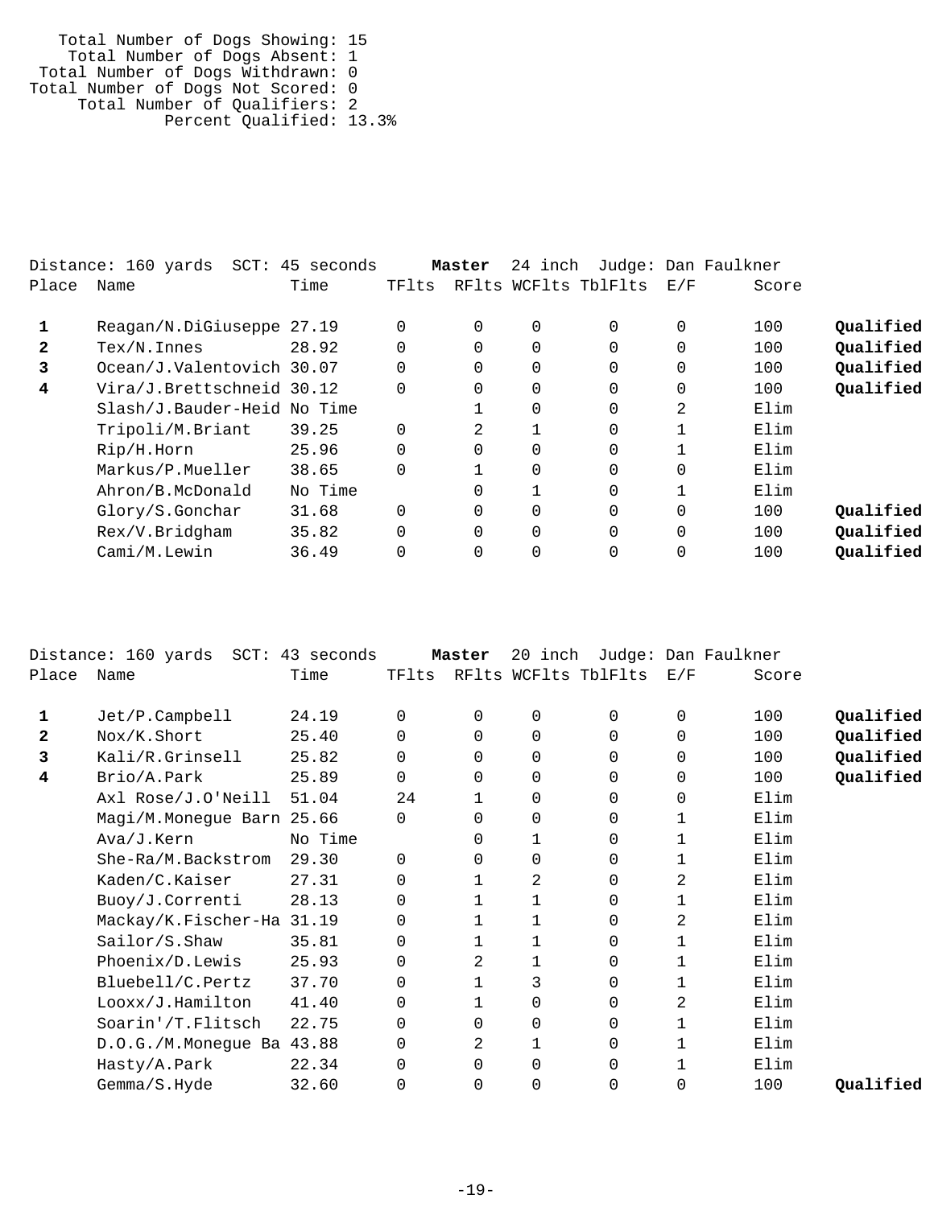Total Number of Dogs Showing: 15
Total Number of Dogs Absent: 1
Total Number of Dogs Withdrawn: 0
Total Number of Dogs Not Scored: 0
Total Number of Qualifiers: 2
Percent Qualified: 13.3%

Distance: 160 yards SCT: 45 seconds **Master** 24 inch Judge: Dan Faulkner

| Place | Name | Time | TFlts | RFlts | WCFlts | TblFlts | E/F | Score | |
|---|---|---|---|---|---|---|---|---|---|
| **1** | Reagan/N.DiGiuseppe | 27.19 | 0 | 0 | 0 | 0 | 0 | 100 | **Qualified** |
| **2** | Tex/N.Innes | 28.92 | 0 | 0 | 0 | 0 | 0 | 100 | **Qualified** |
| **3** | Ocean/J.Valentovich | 30.07 | 0 | 0 | 0 | 0 | 0 | 100 | **Qualified** |
| **4** | Vira/J.Brettschneid | 30.12 | 0 | 0 | 0 | 0 | 0 | 100 | **Qualified** |
| | Slash/J.Bauder-Heid | No Time | | 1 | 0 | 0 | 2 | Elim | |
| | Tripoli/M.Briant | 39.25 | 0 | 2 | 1 | 0 | 1 | Elim | |
| | Rip/H.Horn | 25.96 | 0 | 0 | 0 | 0 | 1 | Elim | |
| | Markus/P.Mueller | 38.65 | 0 | 1 | 0 | 0 | 0 | Elim | |
| | Ahron/B.McDonald | No Time | | 0 | 1 | 0 | 1 | Elim | |
| | Glory/S.Gonchar | 31.68 | 0 | 0 | 0 | 0 | 0 | 100 | **Qualified** |
| | Rex/V.Bridgham | 35.82 | 0 | 0 | 0 | 0 | 0 | 100 | **Qualified** |
| | Cami/M.Lewin | 36.49 | 0 | 0 | 0 | 0 | 0 | 100 | **Qualified** |

Distance: 160 yards SCT: 43 seconds **Master** 20 inch Judge: Dan Faulkner

| Place | Name | Time | TFlts | RFlts | WCFlts | TblFlts | E/F | Score | |
|---|---|---|---|---|---|---|---|---|---|
| **1** | Jet/P.Campbell | 24.19 | 0 | 0 | 0 | 0 | 0 | 100 | **Qualified** |
| **2** | Nox/K.Short | 25.40 | 0 | 0 | 0 | 0 | 0 | 100 | **Qualified** |
| **3** | Kali/R.Grinsell | 25.82 | 0 | 0 | 0 | 0 | 0 | 100 | **Qualified** |
| **4** | Brio/A.Park | 25.89 | 0 | 0 | 0 | 0 | 0 | 100 | **Qualified** |
| | Axl Rose/J.O'Neill | 51.04 | 24 | 1 | 0 | 0 | 0 | Elim | |
| | Magi/M.Monegue Barn | 25.66 | 0 | 0 | 0 | 0 | 1 | Elim | |
| | Ava/J.Kern | No Time | | 0 | 1 | 0 | 1 | Elim | |
| | She-Ra/M.Backstrom | 29.30 | 0 | 0 | 0 | 0 | 1 | Elim | |
| | Kaden/C.Kaiser | 27.31 | 0 | 1 | 2 | 0 | 2 | Elim | |
| | Buoy/J.Correnti | 28.13 | 0 | 1 | 1 | 0 | 1 | Elim | |
| | Mackay/K.Fischer-Ha | 31.19 | 0 | 1 | 1 | 0 | 2 | Elim | |
| | Sailor/S.Shaw | 35.81 | 0 | 1 | 1 | 0 | 1 | Elim | |
| | Phoenix/D.Lewis | 25.93 | 0 | 2 | 1 | 0 | 1 | Elim | |
| | Bluebell/C.Pertz | 37.70 | 0 | 1 | 3 | 0 | 1 | Elim | |
| | Looxx/J.Hamilton | 41.40 | 0 | 1 | 0 | 0 | 2 | Elim | |
| | Soarin'/T.Flitsch | 22.75 | 0 | 0 | 0 | 0 | 1 | Elim | |
| | D.O.G./M.Monegue Ba | 43.88 | 0 | 2 | 1 | 0 | 1 | Elim | |
| | Hasty/A.Park | 22.34 | 0 | 0 | 0 | 0 | 1 | Elim | |
| | Gemma/S.Hyde | 32.60 | 0 | 0 | 0 | 0 | 0 | 100 | **Qualified** |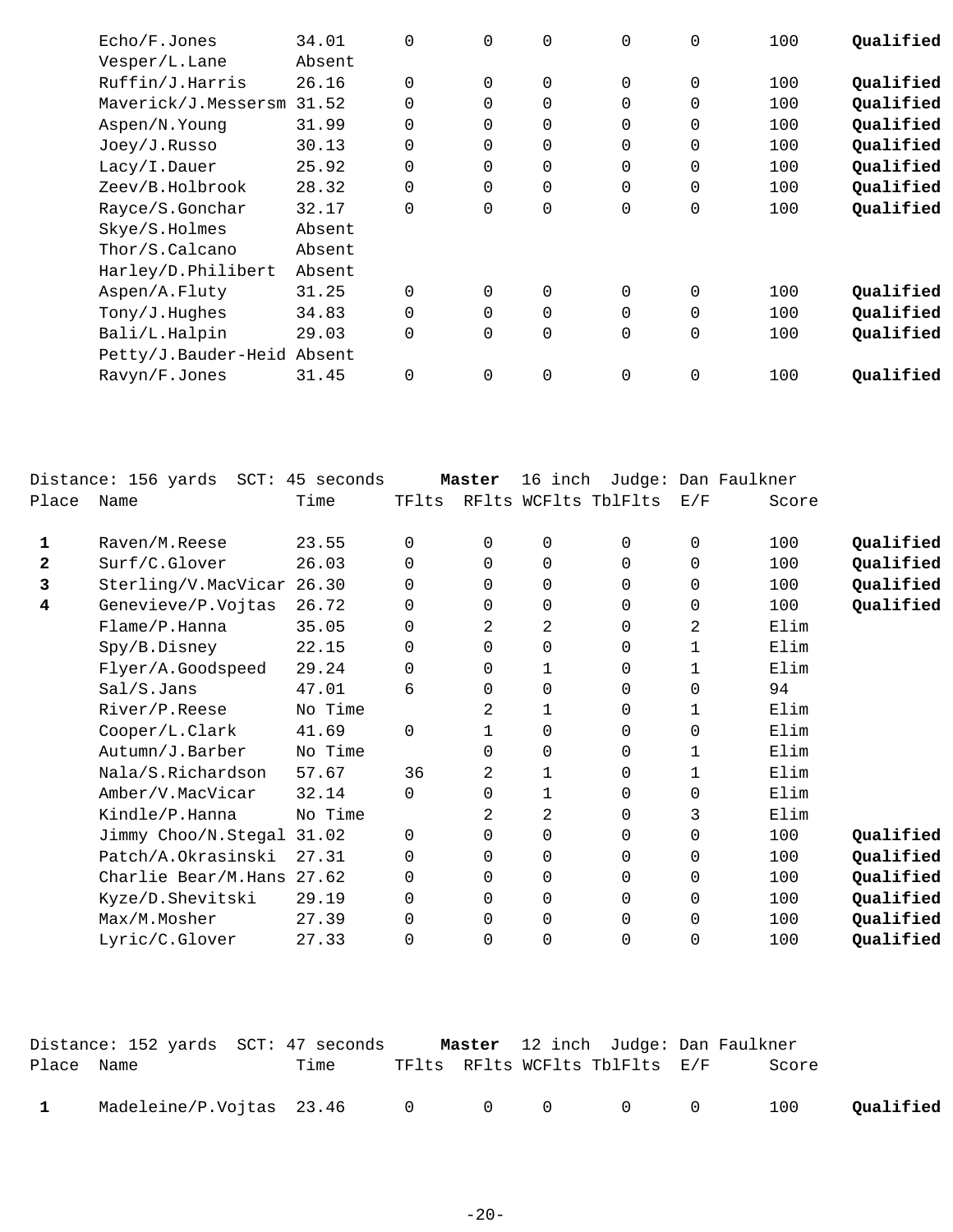| Place | Name | Time | TFlts | RFlts | WCFlts | TblFlts | E/F | Score | |
|---|---|---|---|---|---|---|---|---|---|
| | Echo/F.Jones | 34.01 | 0 | 0 | 0 | 0 | 0 | 100 | **Qualified** |
| | Vesper/L.Lane | Absent | | | | | | | |
| | Ruffin/J.Harris | 26.16 | 0 | 0 | 0 | 0 | 0 | 100 | **Qualified** |
| | Maverick/J.Messersm | 31.52 | 0 | 0 | 0 | 0 | 0 | 100 | **Qualified** |
| | Aspen/N.Young | 31.99 | 0 | 0 | 0 | 0 | 0 | 100 | **Qualified** |
| | Joey/J.Russo | 30.13 | 0 | 0 | 0 | 0 | 0 | 100 | **Qualified** |
| | Lacy/I.Dauer | 25.92 | 0 | 0 | 0 | 0 | 0 | 100 | **Qualified** |
| | Zeev/B.Holbrook | 28.32 | 0 | 0 | 0 | 0 | 0 | 100 | **Qualified** |
| | Rayce/S.Gonchar | 32.17 | 0 | 0 | 0 | 0 | 0 | 100 | **Qualified** |
| | Skye/S.Holmes | Absent | | | | | | | |
| | Thor/S.Calcano | Absent | | | | | | | |
| | Harley/D.Philibert | Absent | | | | | | | |
| | Aspen/A.Fluty | 31.25 | 0 | 0 | 0 | 0 | 0 | 100 | **Qualified** |
| | Tony/J.Hughes | 34.83 | 0 | 0 | 0 | 0 | 0 | 100 | **Qualified** |
| | Bali/L.Halpin | 29.03 | 0 | 0 | 0 | 0 | 0 | 100 | **Qualified** |
| | Petty/J.Bauder-Heid | Absent | | | | | | | |
| | Ravyn/F.Jones | 31.45 | 0 | 0 | 0 | 0 | 0 | 100 | **Qualified** |

Distance: 156 yards SCT: 45 seconds **Master** 16 inch Judge: Dan Faulkner

| Place | Name | Time | TFlts | RFlts | WCFlts | TblFlts | E/F | Score | |
|---|---|---|---|---|---|---|---|---|---|
| **1** | Raven/M.Reese | 23.55 | 0 | 0 | 0 | 0 | 0 | 100 | **Qualified** |
| **2** | Surf/C.Glover | 26.03 | 0 | 0 | 0 | 0 | 0 | 100 | **Qualified** |
| **3** | Sterling/V.MacVicar | 26.30 | 0 | 0 | 0 | 0 | 0 | 100 | **Qualified** |
| **4** | Genevieve/P.Vojtas | 26.72 | 0 | 0 | 0 | 0 | 0 | 100 | **Qualified** |
| | Flame/P.Hanna | 35.05 | 0 | 2 | 2 | 0 | 2 | Elim | |
| | Spy/B.Disney | 22.15 | 0 | 0 | 0 | 0 | 1 | Elim | |
| | Flyer/A.Goodspeed | 29.24 | 0 | 0 | 1 | 0 | 1 | Elim | |
| | Sal/S.Jans | 47.01 | 6 | 0 | 0 | 0 | 0 | 94 | |
| | River/P.Reese | No Time | | 2 | 1 | 0 | 1 | Elim | |
| | Cooper/L.Clark | 41.69 | 0 | 1 | 0 | 0 | 0 | Elim | |
| | Autumn/J.Barber | No Time | | 0 | 0 | 0 | 1 | Elim | |
| | Nala/S.Richardson | 57.67 | 36 | 2 | 1 | 0 | 1 | Elim | |
| | Amber/V.MacVicar | 32.14 | 0 | 0 | 1 | 0 | 0 | Elim | |
| | Kindle/P.Hanna | No Time | | 2 | 2 | 0 | 3 | Elim | |
| | Jimmy Choo/N.Stegal | 31.02 | 0 | 0 | 0 | 0 | 0 | 100 | **Qualified** |
| | Patch/A.Okrasinski | 27.31 | 0 | 0 | 0 | 0 | 0 | 100 | **Qualified** |
| | Charlie Bear/M.Hans | 27.62 | 0 | 0 | 0 | 0 | 0 | 100 | **Qualified** |
| | Kyze/D.Shevitski | 29.19 | 0 | 0 | 0 | 0 | 0 | 100 | **Qualified** |
| | Max/M.Mosher | 27.39 | 0 | 0 | 0 | 0 | 0 | 100 | **Qualified** |
| | Lyric/C.Glover | 27.33 | 0 | 0 | 0 | 0 | 0 | 100 | **Qualified** |

Distance: 152 yards SCT: 47 seconds **Master** 12 inch Judge: Dan Faulkner

| Place | Name | Time | TFlts | RFlts | WCFlts | TblFlts | E/F | Score | |
|---|---|---|---|---|---|---|---|---|---|
| **1** | Madeleine/P.Vojtas | 23.46 | 0 | 0 | 0 | 0 | 0 | 100 | **Qualified** |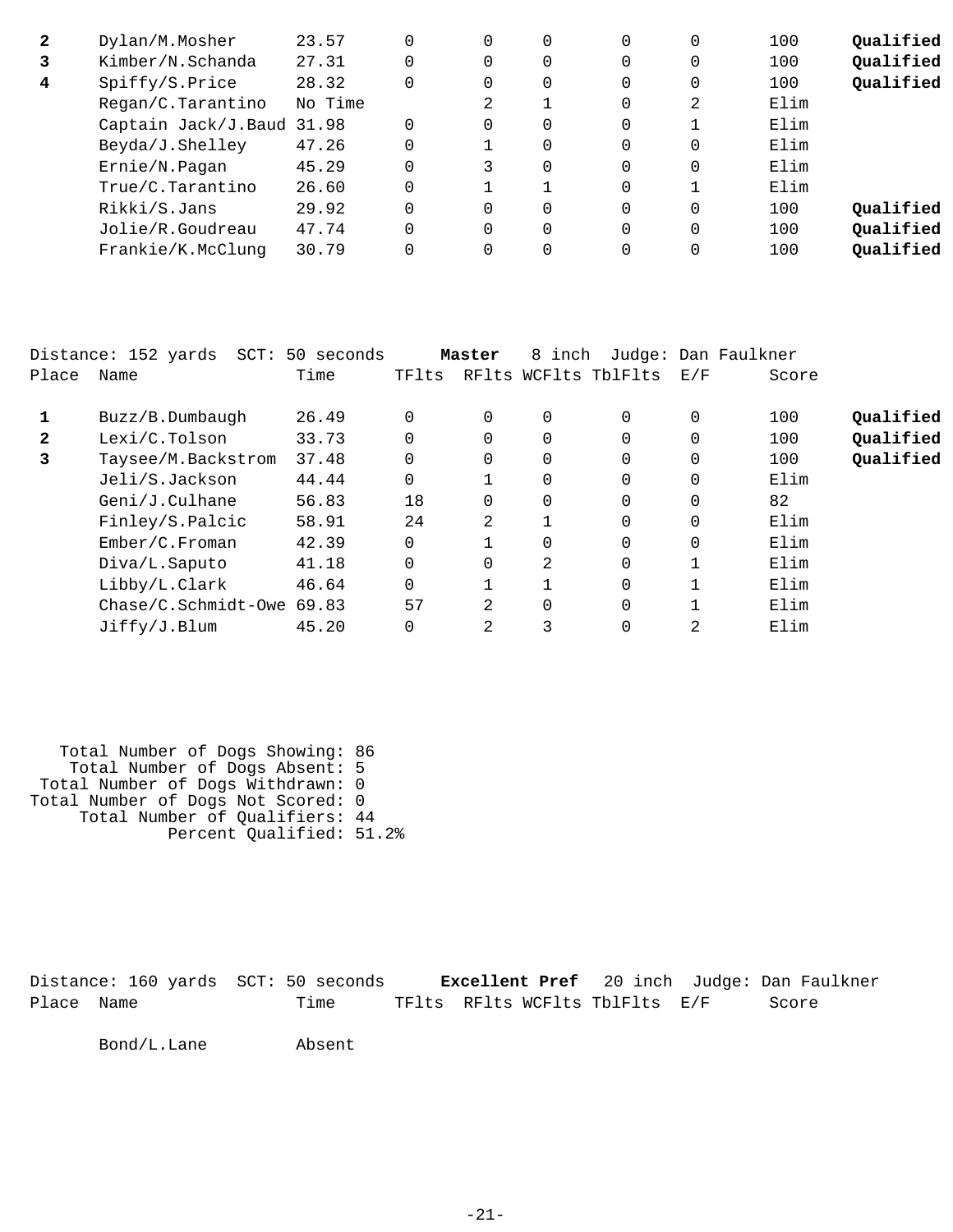| Place | Name | Time | TFlts | RFlts | WCFlts | TblFlts | E/F | Score | |
|---|---|---|---|---|---|---|---|---|---|
| **2** | Dylan/M.Mosher | 23.57 | 0 | 0 | 0 | 0 | 0 | 100 | **Qualified** |
| **3** | Kimber/N.Schanda | 27.31 | 0 | 0 | 0 | 0 | 0 | 100 | **Qualified** |
| **4** | Spiffy/S.Price | 28.32 | 0 | 0 | 0 | 0 | 0 | 100 | **Qualified** |
| | Regan/C.Tarantino | No Time | | 2 | 1 | 0 | 2 | Elim | |
| | Captain Jack/J.Baud | 31.98 | 0 | 0 | 0 | 0 | 1 | Elim | |
| | Beyda/J.Shelley | 47.26 | 0 | 1 | 0 | 0 | 0 | Elim | |
| | Ernie/N.Pagan | 45.29 | 0 | 3 | 0 | 0 | 0 | Elim | |
| | True/C.Tarantino | 26.60 | 0 | 1 | 1 | 0 | 1 | Elim | |
| | Rikki/S.Jans | 29.92 | 0 | 0 | 0 | 0 | 0 | 100 | **Qualified** |
| | Jolie/R.Goudreau | 47.74 | 0 | 0 | 0 | 0 | 0 | 100 | **Qualified** |
| | Frankie/K.McClung | 30.79 | 0 | 0 | 0 | 0 | 0 | 100 | **Qualified** |

Distance: 152 yards SCT: 50 seconds **Master** 8 inch Judge: Dan Faulkner

| Place | Name | Time | TFlts | RFlts | WCFlts | TblFlts | E/F | Score | |
|---|---|---|---|---|---|---|---|---|---|
| **1** | Buzz/B.Dumbaugh | 26.49 | 0 | 0 | 0 | 0 | 0 | 100 | **Qualified** |
| **2** | Lexi/C.Tolson | 33.73 | 0 | 0 | 0 | 0 | 0 | 100 | **Qualified** |
| **3** | Taysee/M.Backstrom | 37.48 | 0 | 0 | 0 | 0 | 0 | 100 | **Qualified** |
| | Jeli/S.Jackson | 44.44 | 0 | 1 | 0 | 0 | 0 | Elim | |
| | Geni/J.Culhane | 56.83 | 18 | 0 | 0 | 0 | 0 | 82 | |
| | Finley/S.Palcic | 58.91 | 24 | 2 | 1 | 0 | 0 | Elim | |
| | Ember/C.Froman | 42.39 | 0 | 1 | 0 | 0 | 0 | Elim | |
| | Diva/L.Saputo | 41.18 | 0 | 0 | 2 | 0 | 1 | Elim | |
| | Libby/L.Clark | 46.64 | 0 | 1 | 1 | 0 | 1 | Elim | |
| | Chase/C.Schmidt-Owe | 69.83 | 57 | 2 | 0 | 0 | 1 | Elim | |
| | Jiffy/J.Blum | 45.20 | 0 | 2 | 3 | 0 | 2 | Elim | |

Total Number of Dogs Showing: 86
Total Number of Dogs Absent: 5
Total Number of Dogs Withdrawn: 0
Total Number of Dogs Not Scored: 0
Total Number of Qualifiers: 44
Percent Qualified: 51.2%

Distance: 160 yards SCT: 50 seconds **Excellent Pref** 20 inch Judge: Dan Faulkner

| Place | Name | Time | TFlts | RFlts | WCFlts | TblFlts | E/F | Score |
|---|---|---|---|---|---|---|---|---|
| | Bond/L.Lane | Absent | | | | | | |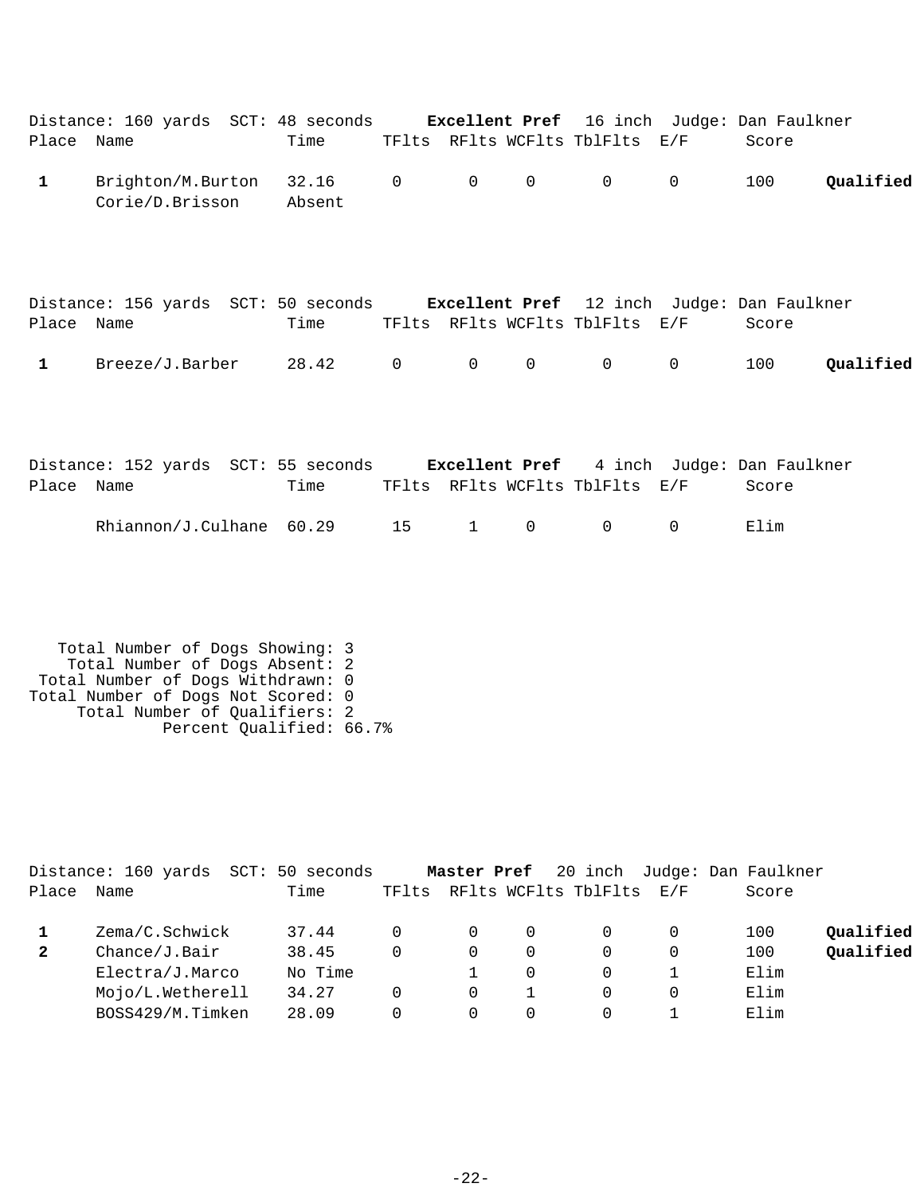Distance: 160 yards SCT: 48 seconds **Excellent Pref** 16 inch Judge: Dan Faulkner

| Place | Name | Time | TFlts | RFlts | WCFlts | TblFlts | E/F | Score | |
|---|---|---|---|---|---|---|---|---|---|
| **1** | Brighton/M.Burton | 32.16 | 0 | 0 | 0 | 0 | 0 | 100 | **Qualified** |
| | Corie/D.Brisson | Absent | | | | | | | |

Distance: 156 yards SCT: 50 seconds **Excellent Pref** 12 inch Judge: Dan Faulkner

| Place | Name | Time | TFlts | RFlts | WCFlts | TblFlts | E/F | Score | |
|---|---|---|---|---|---|---|---|---|---|
| **1** | Breeze/J.Barber | 28.42 | 0 | 0 | 0 | 0 | 0 | 100 | **Qualified** |

Distance: 152 yards SCT: 55 seconds **Excellent Pref** 4 inch Judge: Dan Faulkner

| Place | Name | Time | TFlts | RFlts | WCFlts | TblFlts | E/F | Score |
|---|---|---|---|---|---|---|---|---|
| | Rhiannon/J.Culhane | 60.29 | 15 | 1 | 0 | 0 | 0 | Elim |

Total Number of Dogs Showing: 3
Total Number of Dogs Absent: 2
Total Number of Dogs Withdrawn: 0
Total Number of Dogs Not Scored: 0
Total Number of Qualifiers: 2
Percent Qualified: 66.7%

Distance: 160 yards SCT: 50 seconds **Master Pref** 20 inch Judge: Dan Faulkner

| Place | Name | Time | TFlts | RFlts | WCFlts | TblFlts | E/F | Score | |
|---|---|---|---|---|---|---|---|---|---|
| **1** | Zema/C.Schwick | 37.44 | 0 | 0 | 0 | 0 | 0 | 100 | **Qualified** |
| **2** | Chance/J.Bair | 38.45 | 0 | 0 | 0 | 0 | 0 | 100 | **Qualified** |
| | Electra/J.Marco | No Time | | 1 | 0 | 0 | 1 | Elim | |
| | Mojo/L.Wetherell | 34.27 | 0 | 0 | 1 | 0 | 0 | Elim | |
| | BOSS429/M.Timken | 28.09 | 0 | 0 | 0 | 0 | 1 | Elim | |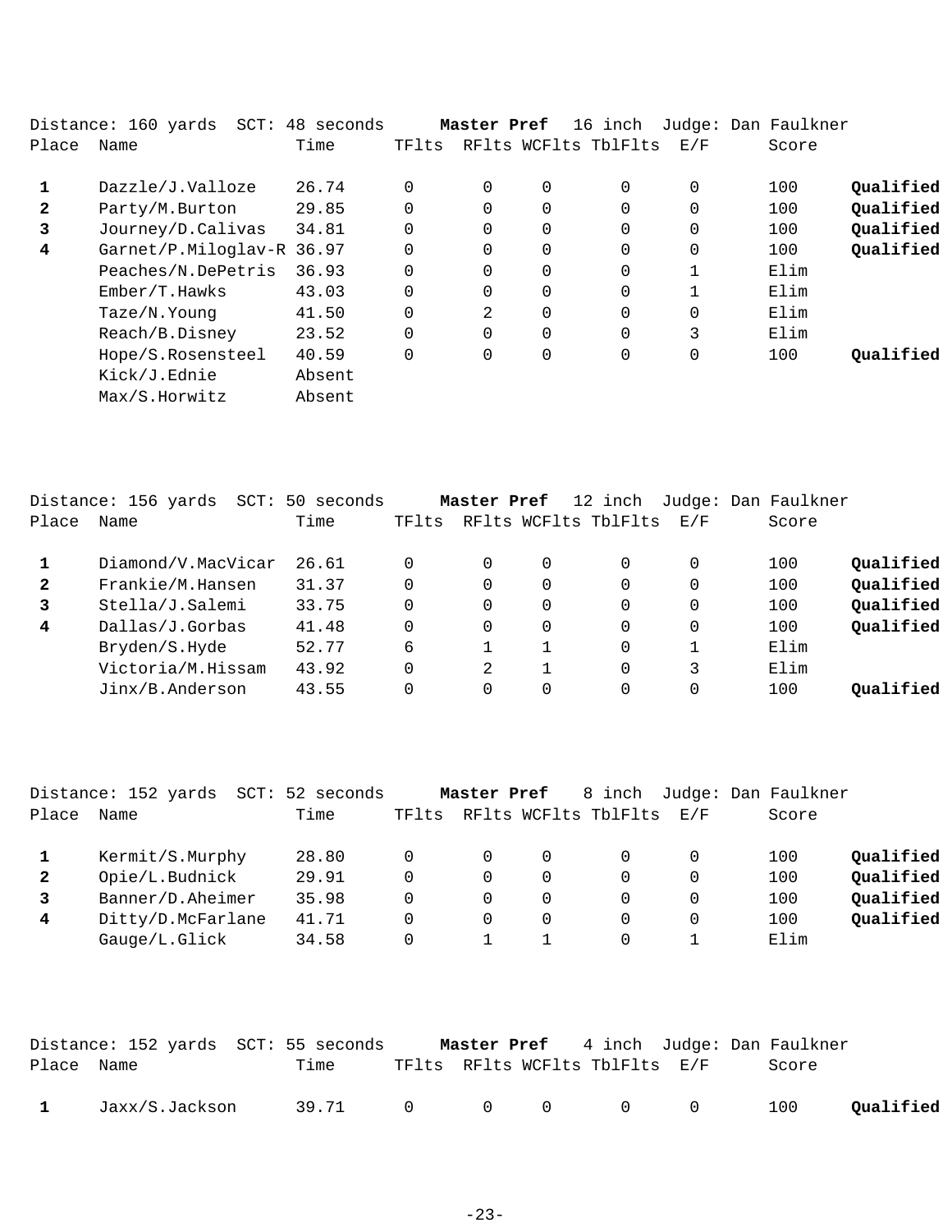Distance: 160 yards  SCT: 48 seconds  **Master Pref**  16 inch  Judge: Dan Faulkner

| Place | Name | Time | TFlts | RFlts | WCFlts | TblFlts | E/F | Score | |
|---|---|---|---|---|---|---|---|---|---|
| **1** | Dazzle/J.Valloze | 26.74 | 0 | 0 | 0 | 0 | 0 | 100 | **Qualified** |
| **2** | Party/M.Burton | 29.85 | 0 | 0 | 0 | 0 | 0 | 100 | **Qualified** |
| **3** | Journey/D.Calivas | 34.81 | 0 | 0 | 0 | 0 | 0 | 100 | **Qualified** |
| **4** | Garnet/P.Miloglav-R | 36.97 | 0 | 0 | 0 | 0 | 0 | 100 | **Qualified** |
| | Peaches/N.DePetris | 36.93 | 0 | 0 | 0 | 0 | 1 | Elim | |
| | Ember/T.Hawks | 43.03 | 0 | 0 | 0 | 0 | 1 | Elim | |
| | Taze/N.Young | 41.50 | 0 | 2 | 0 | 0 | 0 | Elim | |
| | Reach/B.Disney | 23.52 | 0 | 0 | 0 | 0 | 3 | Elim | |
| | Hope/S.Rosensteel | 40.59 | 0 | 0 | 0 | 0 | 0 | 100 | **Qualified** |
| | Kick/J.Ednie | Absent | | | | | | | |
| | Max/S.Horwitz | Absent | | | | | | | |

Distance: 156 yards  SCT: 50 seconds  **Master Pref**  12 inch  Judge: Dan Faulkner

| Place | Name | Time | TFlts | RFlts | WCFlts | TblFlts | E/F | Score | |
|---|---|---|---|---|---|---|---|---|---|
| **1** | Diamond/V.MacVicar | 26.61 | 0 | 0 | 0 | 0 | 0 | 100 | **Qualified** |
| **2** | Frankie/M.Hansen | 31.37 | 0 | 0 | 0 | 0 | 0 | 100 | **Qualified** |
| **3** | Stella/J.Salemi | 33.75 | 0 | 0 | 0 | 0 | 0 | 100 | **Qualified** |
| **4** | Dallas/J.Gorbas | 41.48 | 0 | 0 | 0 | 0 | 0 | 100 | **Qualified** |
| | Bryden/S.Hyde | 52.77 | 6 | 1 | 1 | 0 | 1 | Elim | |
| | Victoria/M.Hissam | 43.92 | 0 | 2 | 1 | 0 | 3 | Elim | |
| | Jinx/B.Anderson | 43.55 | 0 | 0 | 0 | 0 | 0 | 100 | **Qualified** |

Distance: 152 yards  SCT: 52 seconds  **Master Pref**  8 inch  Judge: Dan Faulkner

| Place | Name | Time | TFlts | RFlts | WCFlts | TblFlts | E/F | Score | |
|---|---|---|---|---|---|---|---|---|---|
| **1** | Kermit/S.Murphy | 28.80 | 0 | 0 | 0 | 0 | 0 | 100 | **Qualified** |
| **2** | Opie/L.Budnick | 29.91 | 0 | 0 | 0 | 0 | 0 | 100 | **Qualified** |
| **3** | Banner/D.Aheimer | 35.98 | 0 | 0 | 0 | 0 | 0 | 100 | **Qualified** |
| **4** | Ditty/D.McFarlane | 41.71 | 0 | 0 | 0 | 0 | 0 | 100 | **Qualified** |
| | Gauge/L.Glick | 34.58 | 0 | 1 | 1 | 0 | 1 | Elim | |

Distance: 152 yards  SCT: 55 seconds  **Master Pref**  4 inch  Judge: Dan Faulkner

| Place | Name | Time | TFlts | RFlts | WCFlts | TblFlts | E/F | Score | |
|---|---|---|---|---|---|---|---|---|---|
| **1** | Jaxx/S.Jackson | 39.71 | 0 | 0 | 0 | 0 | 0 | 100 | **Qualified** |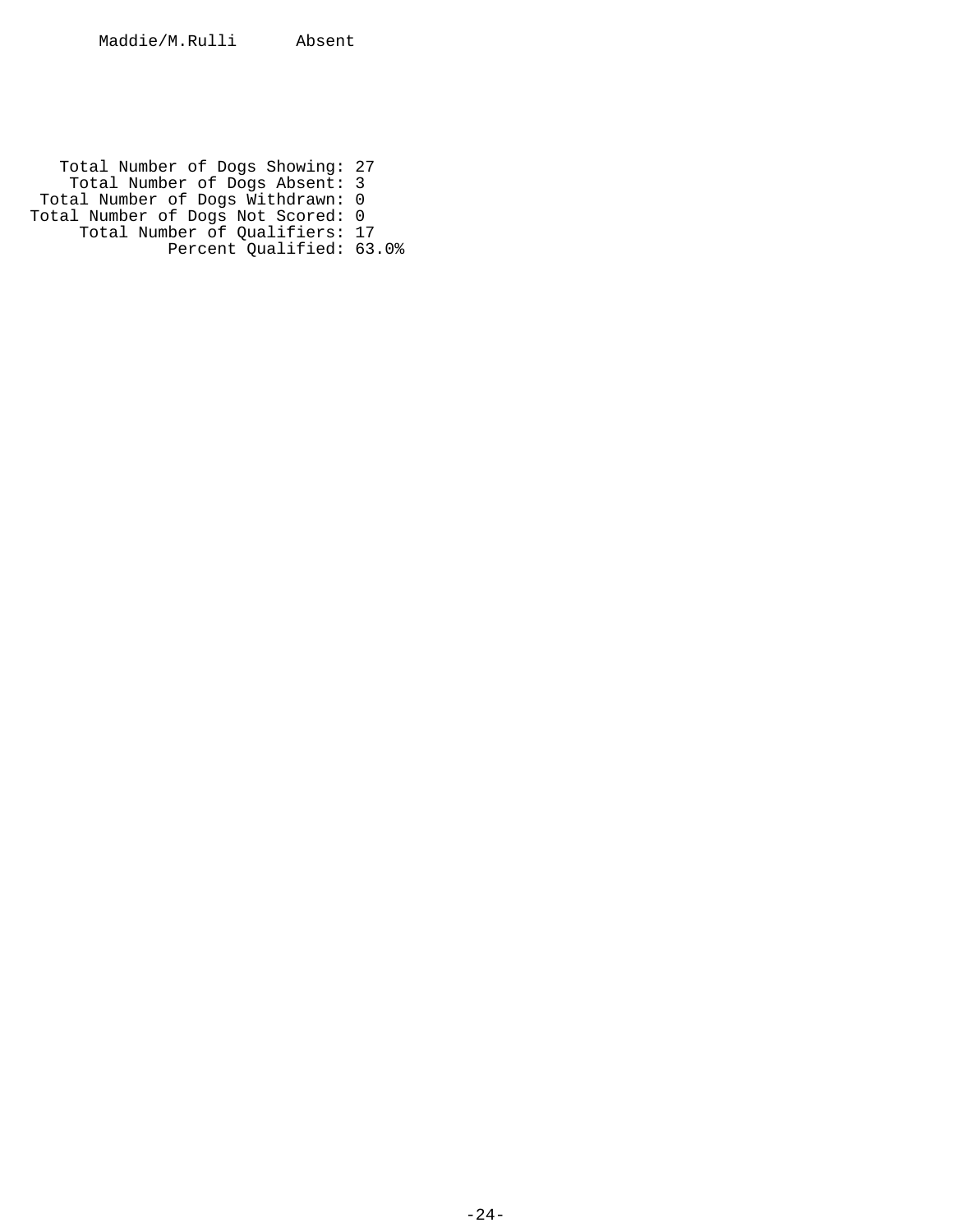Maddie/M.Rulli Absent

Total Number of Dogs Showing: 27
Total Number of Dogs Absent: 3
Total Number of Dogs Withdrawn: 0
Total Number of Dogs Not Scored: 0
Total Number of Qualifiers: 17
Percent Qualified: 63.0%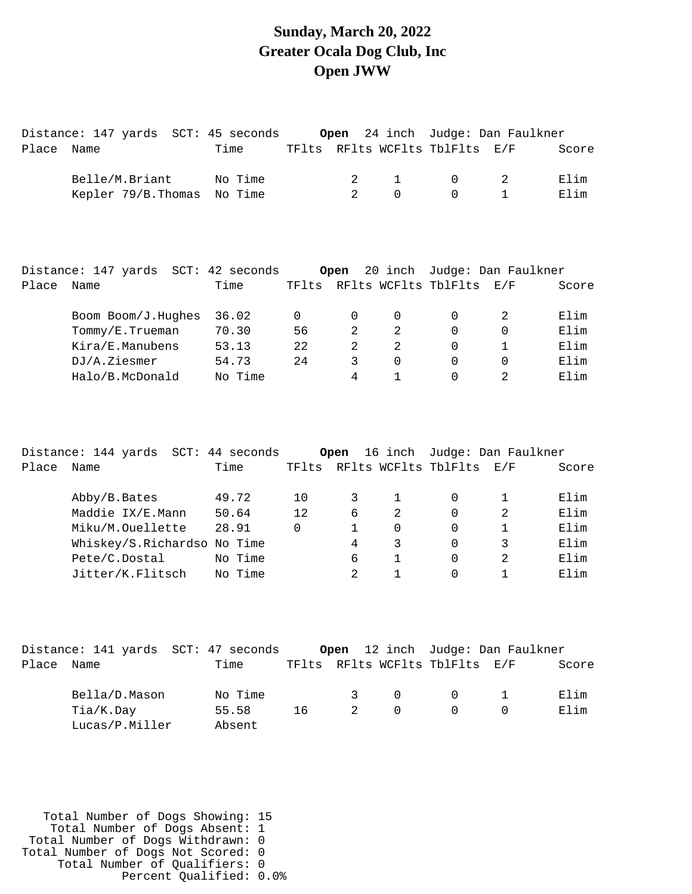# Sunday, March 20, 2022
# Greater Ocala Dog Club, Inc
# Open JWW

Distance: 147 yards SCT: 45 seconds **Open** 24 inch Judge: Dan Faulkner

| Place | Name | Time | TFlts | RFlts | WCFlts | TblFlts | E/F | Score |
|---|---|---|---|---|---|---|---|---|
| | Belle/M.Briant | No Time | | 2 | 1 | 0 | 2 | Elim |
| | Kepler 79/B.Thomas | No Time | | 2 | 0 | 0 | 1 | Elim |

Distance: 147 yards SCT: 42 seconds **Open** 20 inch Judge: Dan Faulkner

| Place | Name | Time | TFlts | RFlts | WCFlts | TblFlts | E/F | Score |
|---|---|---|---|---|---|---|---|---|
| | Boom Boom/J.Hughes | 36.02 | 0 | 0 | 0 | 0 | 2 | Elim |
| | Tommy/E.Trueman | 70.30 | 56 | 2 | 2 | 0 | 0 | Elim |
| | Kira/E.Manubens | 53.13 | 22 | 2 | 2 | 0 | 1 | Elim |
| | DJ/A.Ziesmer | 54.73 | 24 | 3 | 0 | 0 | 0 | Elim |
| | Halo/B.McDonald | No Time | | 4 | 1 | 0 | 2 | Elim |

Distance: 144 yards SCT: 44 seconds **Open** 16 inch Judge: Dan Faulkner

| Place | Name | Time | TFlts | RFlts | WCFlts | TblFlts | E/F | Score |
|---|---|---|---|---|---|---|---|---|
| | Abby/B.Bates | 49.72 | 10 | 3 | 1 | 0 | 1 | Elim |
| | Maddie IX/E.Mann | 50.64 | 12 | 6 | 2 | 0 | 2 | Elim |
| | Miku/M.Ouellette | 28.91 | 0 | 1 | 0 | 0 | 1 | Elim |
| | Whiskey/S.Richardso | No Time | | 4 | 3 | 0 | 3 | Elim |
| | Pete/C.Dostal | No Time | | 6 | 1 | 0 | 2 | Elim |
| | Jitter/K.Flitsch | No Time | | 2 | 1 | 0 | 1 | Elim |

Distance: 141 yards SCT: 47 seconds **Open** 12 inch Judge: Dan Faulkner

| Place | Name | Time | TFlts | RFlts | WCFlts | TblFlts | E/F | Score |
|---|---|---|---|---|---|---|---|---|
| | Bella/D.Mason | No Time | | 3 | 0 | 0 | 1 | Elim |
| | Tia/K.Day | 55.58 | 16 | 2 | 0 | 0 | 0 | Elim |
| | Lucas/P.Miller | Absent | | | | | | |

Total Number of Dogs Showing: 15
Total Number of Dogs Absent: 1
Total Number of Dogs Withdrawn: 0
Total Number of Dogs Not Scored: 0
Total Number of Qualifiers: 0
Percent Qualified: 0.0%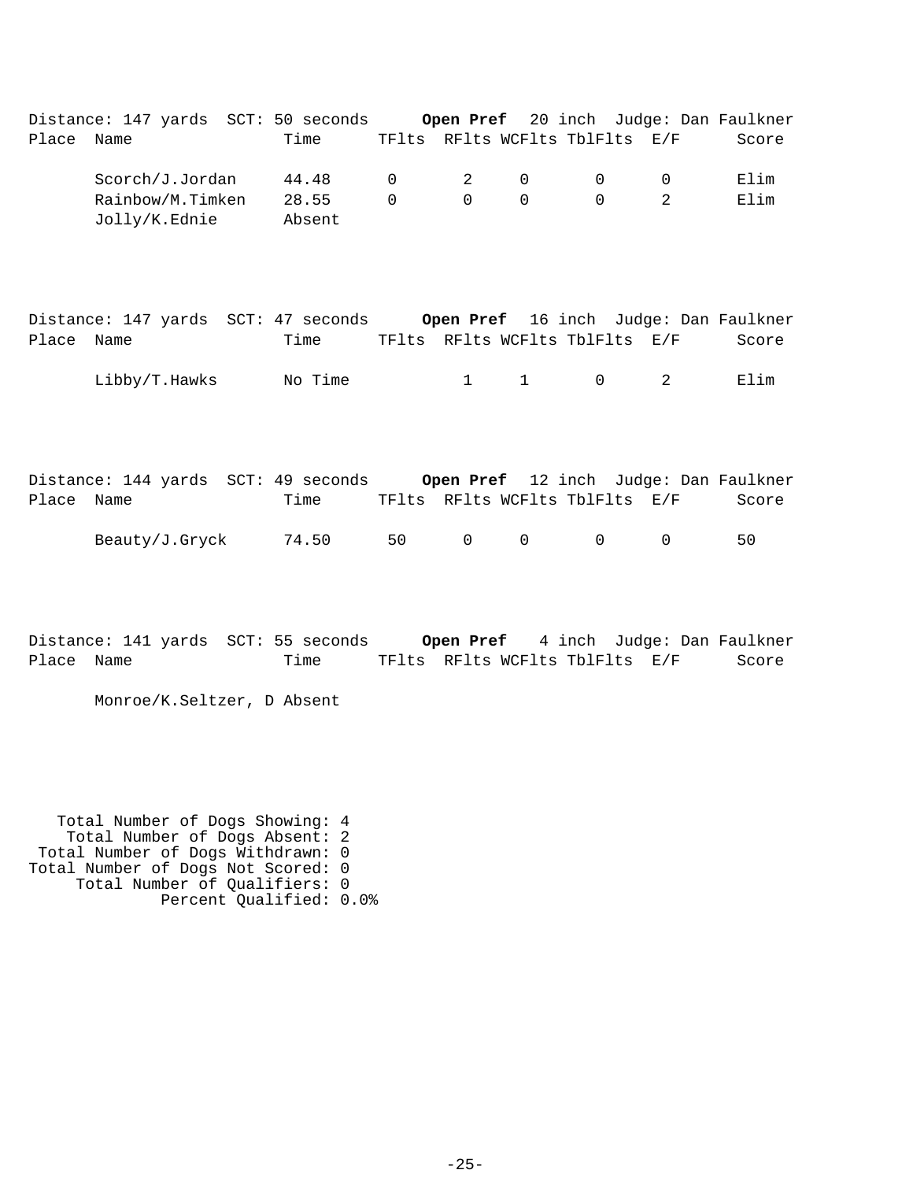Distance: 147 yards SCT: 50 seconds **Open Pref** 20 inch Judge: Dan Faulkner

| Place | Name | Time | TFlts | RFlts | WCFlts | TblFlts | E/F | Score |
|---|---|---|---|---|---|---|---|---|
| | Scorch/J.Jordan | 44.48 | 0 | 2 | 0 | 0 | 0 | Elim |
| | Rainbow/M.Timken | 28.55 | 0 | 0 | 0 | 0 | 2 | Elim |
| | Jolly/K.Ednie | Absent | | | | | | |

Distance: 147 yards SCT: 47 seconds **Open Pref** 16 inch Judge: Dan Faulkner

| Place | Name | Time | TFlts | RFlts | WCFlts | TblFlts | E/F | Score |
|---|---|---|---|---|---|---|---|---|
| | Libby/T.Hawks | No Time | | 1 | 1 | 0 | 2 | Elim |

Distance: 144 yards SCT: 49 seconds **Open Pref** 12 inch Judge: Dan Faulkner

| Place | Name | Time | TFlts | RFlts | WCFlts | TblFlts | E/F | Score |
|---|---|---|---|---|---|---|---|---|
| | Beauty/J.Gryck | 74.50 | 50 | 0 | 0 | 0 | 0 | 50 |

Distance: 141 yards SCT: 55 seconds **Open Pref** 4 inch Judge: Dan Faulkner

| Place | Name | Time | TFlts | RFlts | WCFlts | TblFlts | E/F | Score |
|---|---|---|---|---|---|---|---|---|
| | Monroe/K.Seltzer, D | Absent | | | | | | |

Total Number of Dogs Showing: 4
Total Number of Dogs Absent: 2
Total Number of Dogs Withdrawn: 0
Total Number of Dogs Not Scored: 0
Total Number of Qualifiers: 0
Percent Qualified: 0.0%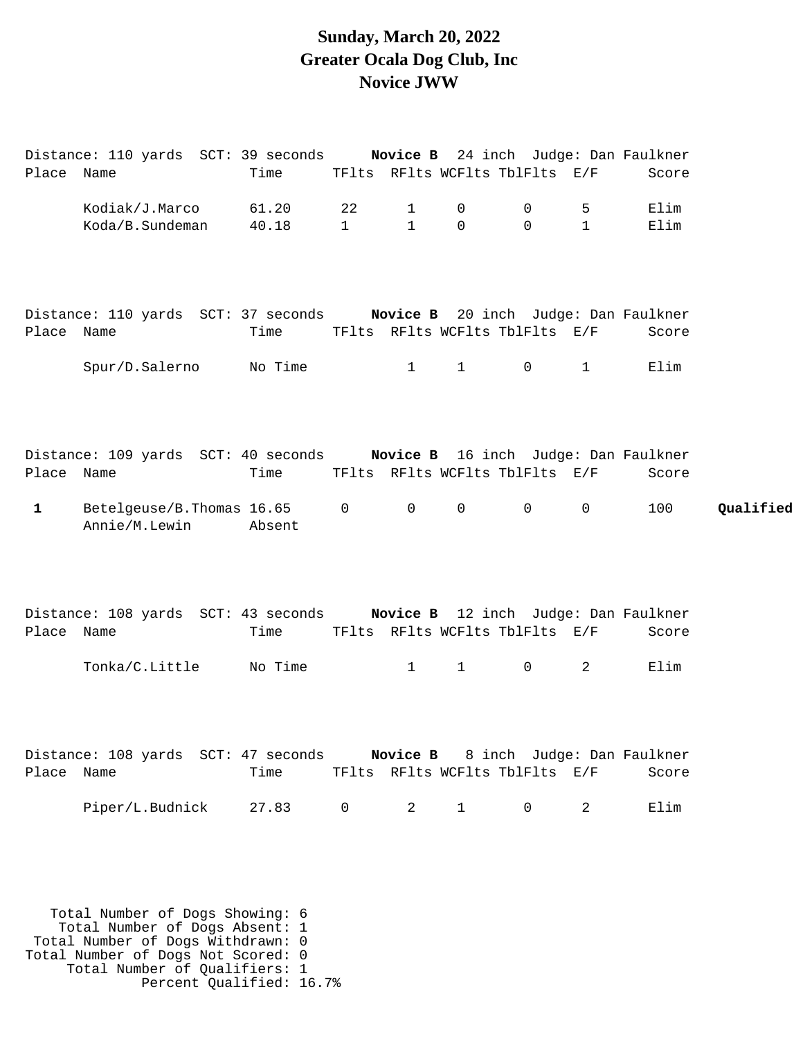# Sunday, March 20, 2022
# Greater Ocala Dog Club, Inc
# Novice JWW

Distance: 110 yards SCT: 39 seconds **Novice B** 24 inch Judge: Dan Faulkner

| Place | Name | Time | TFlts | RFlts | WCFlts | TblFlts | E/F | Score | |
|---|---|---|---|---|---|---|---|---|---|
| | Kodiak/J.Marco | 61.20 | 22 | 1 | 0 | 0 | 5 | Elim | |
| | Koda/B.Sundeman | 40.18 | 1 | 1 | 0 | 0 | 1 | Elim | |

Distance: 110 yards SCT: 37 seconds **Novice B** 20 inch Judge: Dan Faulkner

| Place | Name | Time | TFlts | RFlts | WCFlts | TblFlts | E/F | Score | |
|---|---|---|---|---|---|---|---|---|---|
| | Spur/D.Salerno | No Time | | 1 | 1 | 0 | 1 | Elim | |

Distance: 109 yards SCT: 40 seconds **Novice B** 16 inch Judge: Dan Faulkner

| Place | Name | Time | TFlts | RFlts | WCFlts | TblFlts | E/F | Score | |
|---|---|---|---|---|---|---|---|---|---|
| **1** | Betelgeuse/B.Thomas | 16.65 | 0 | 0 | 0 | 0 | 0 | 100 | **Qualified** |
| | Annie/M.Lewin | Absent | | | | | | | |

Distance: 108 yards SCT: 43 seconds **Novice B** 12 inch Judge: Dan Faulkner

| Place | Name | Time | TFlts | RFlts | WCFlts | TblFlts | E/F | Score | |
|---|---|---|---|---|---|---|---|---|---|
| | Tonka/C.Little | No Time | | 1 | 1 | 0 | 2 | Elim | |

Distance: 108 yards SCT: 47 seconds **Novice B** 8 inch Judge: Dan Faulkner

| Place | Name | Time | TFlts | RFlts | WCFlts | TblFlts | E/F | Score | |
|---|---|---|---|---|---|---|---|---|---|
| | Piper/L.Budnick | 27.83 | 0 | 2 | 1 | 0 | 2 | Elim | |

Total Number of Dogs Showing: 6
Total Number of Dogs Absent: 1
Total Number of Dogs Withdrawn: 0
Total Number of Dogs Not Scored: 0
Total Number of Qualifiers: 1
Percent Qualified: 16.7%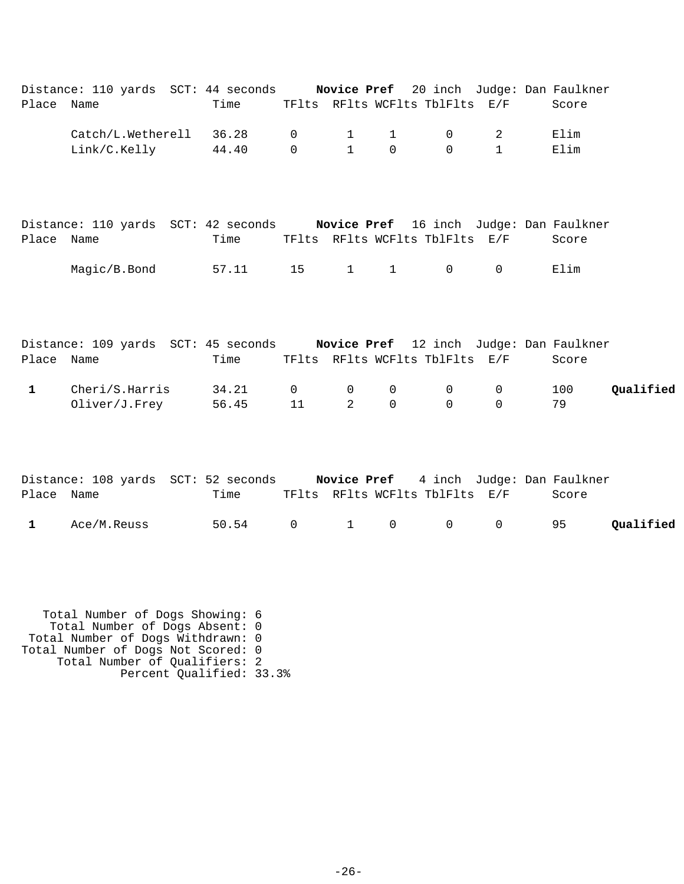Distance: 110 yards SCT: 44 seconds **Novice Pref** 20 inch Judge: Dan Faulkner

| Place | Name | Time | TFlts | RFlts | WCFlts | TblFlts | E/F | Score | |
|---|---|---|---|---|---|---|---|---|---|
| | Catch/L.Wetherell | 36.28 | 0 | 1 | 1 | 0 | 2 | Elim | |
| | Link/C.Kelly | 44.40 | 0 | 1 | 0 | 0 | 1 | Elim | |

Distance: 110 yards SCT: 42 seconds **Novice Pref** 16 inch Judge: Dan Faulkner

| Place | Name | Time | TFlts | RFlts | WCFlts | TblFlts | E/F | Score | |
|---|---|---|---|---|---|---|---|---|---|
| | Magic/B.Bond | 57.11 | 15 | 1 | 1 | 0 | 0 | Elim | |

Distance: 109 yards SCT: 45 seconds **Novice Pref** 12 inch Judge: Dan Faulkner

| Place | Name | Time | TFlts | RFlts | WCFlts | TblFlts | E/F | Score | |
|---|---|---|---|---|---|---|---|---|---|
| **1** | Cheri/S.Harris | 34.21 | 0 | 0 | 0 | 0 | 0 | 100 | **Qualified** |
| | Oliver/J.Frey | 56.45 | 11 | 2 | 0 | 0 | 0 | 79 | |

Distance: 108 yards SCT: 52 seconds **Novice Pref** 4 inch Judge: Dan Faulkner

| Place | Name | Time | TFlts | RFlts | WCFlts | TblFlts | E/F | Score | |
|---|---|---|---|---|---|---|---|---|---|
| **1** | Ace/M.Reuss | 50.54 | 0 | 1 | 0 | 0 | 0 | 95 | **Qualified** |

Total Number of Dogs Showing: 6
Total Number of Dogs Absent: 0
Total Number of Dogs Withdrawn: 0
Total Number of Dogs Not Scored: 0
Total Number of Qualifiers: 2
Percent Qualified: 33.3%